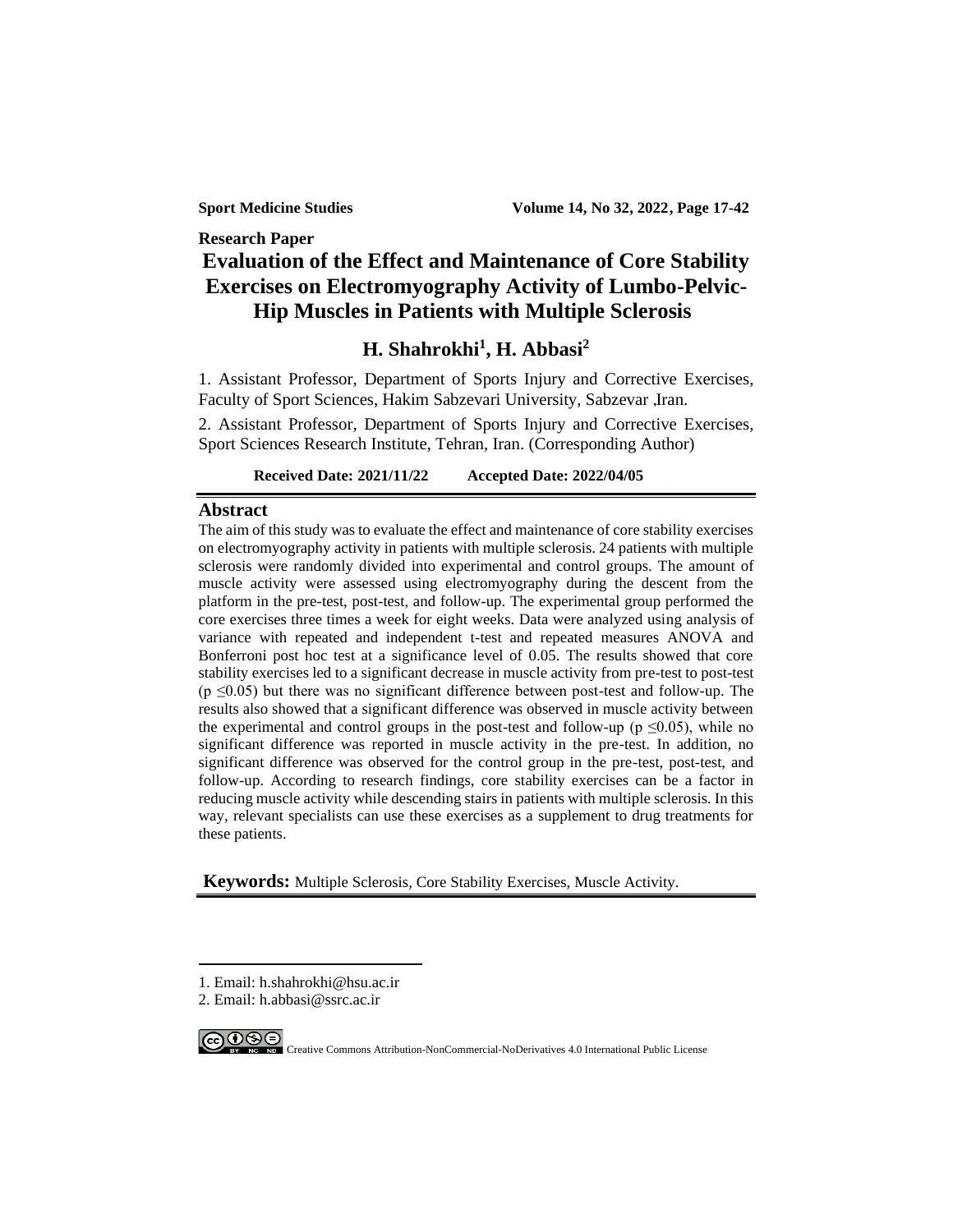**Research Paper**

# Evaluation of the Effect and Maintenance of Core Stability Exercises on Electromyography Activity of Lumbo-Pelvic-Hip Muscles in Patients with Multiple Sclerosis

## H. Shahrokhi[1], H. Abbasi[2]

1. Assistant Professor, Department of Sports Injury and Corrective Exercises, Faculty of Sport Sciences, Hakim Sabzevari University, Sabzevar ,Iran.

2. Assistant Professor, Department of Sports Injury and Corrective Exercises, Sport Sciences Research Institute, Tehran, Iran. (Corresponding Author)

**Received Date: 2021/11/22 Accepted Date: 2022/04/05**

## Abstract

The aim of this study was to evaluate the effect and maintenance of core stability exercises on electromyography activity in patients with multiple sclerosis. 24 patients with multiple sclerosis were randomly divided into experimental and control groups. The amount of muscle activity were assessed using electromyography during the descent from the platform in the pre-test, post-test, and follow-up. The experimental group performed the core exercises three times a week for eight weeks. Data were analyzed using analysis of variance with repeated and independent t-test and repeated measures ANOVA and Bonferroni post hoc test at a significance level of 0.05. The results showed that core stability exercises led to a significant decrease in muscle activity from pre-test to post-test ($p \leq 0.05$) but there was no significant difference between post-test and follow-up. The results also showed that a significant difference was observed in muscle activity between the experimental and control groups in the post-test and follow-up ($p \leq 0.05$), while no significant difference was reported in muscle activity in the pre-test. In addition, no significant difference was observed for the control group in the pre-test, post-test, and follow-up. According to research findings, core stability exercises can be a factor in reducing muscle activity while descending stairs in patients with multiple sclerosis. In this way, relevant specialists can use these exercises as a supplement to drug treatments for these patients.

**Keywords:** Multiple Sclerosis, Core Stability Exercises, Muscle Activity.

---

1. Email: h.shahrokhi@hsu.ac.ir
2. Email: h.abbasi@ssrc.ac.ir

Creative Commons Attribution-NonCommercial-NoDerivatives 4.0 International Public License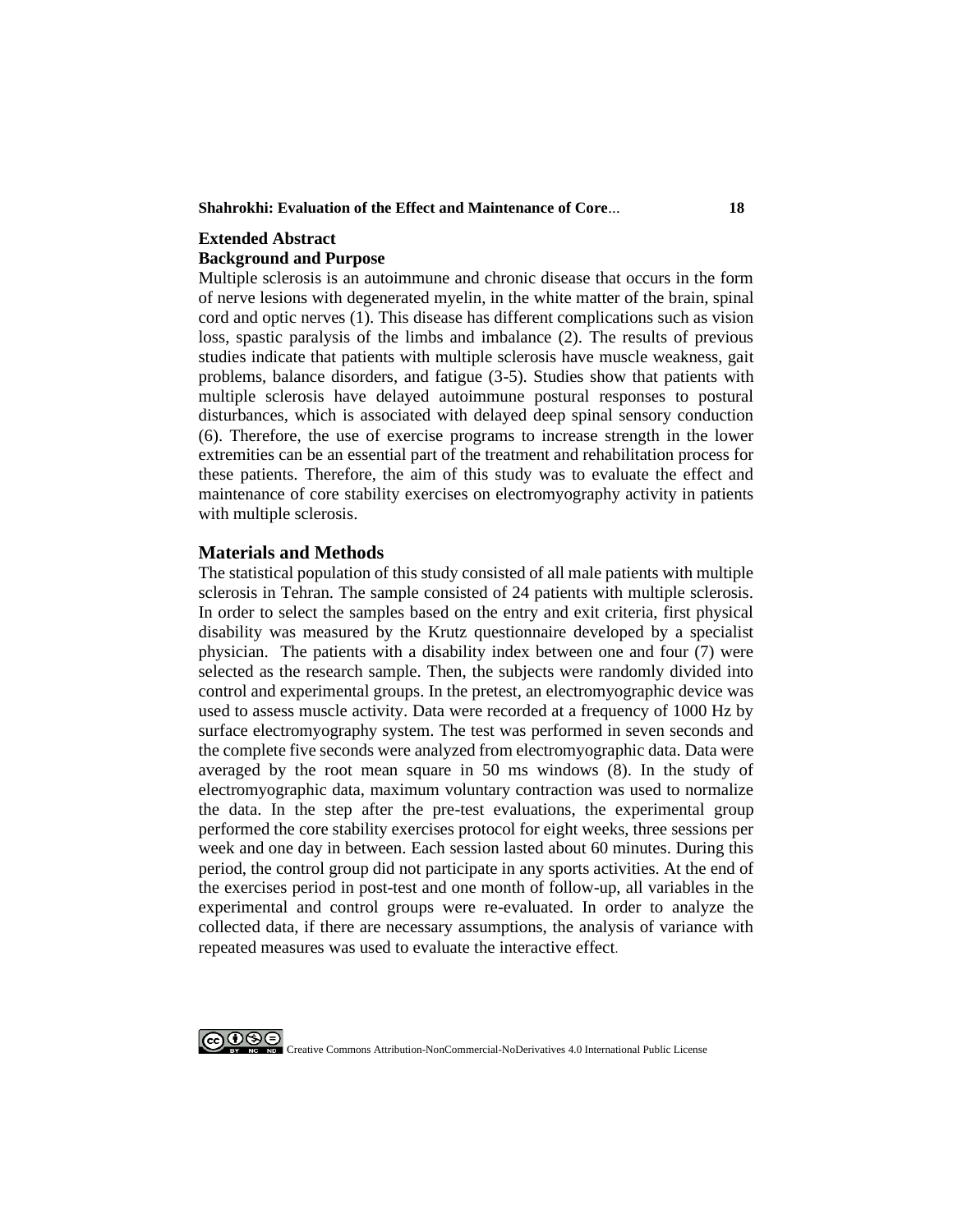## Extended Abstract

### Background and Purpose

Multiple sclerosis is an autoimmune and chronic disease that occurs in the form of nerve lesions with degenerated myelin, in the white matter of the brain, spinal cord and optic nerves (1). This disease has different complications such as vision loss, spastic paralysis of the limbs and imbalance (2). The results of previous studies indicate that patients with multiple sclerosis have muscle weakness, gait problems, balance disorders, and fatigue (3-5). Studies show that patients with multiple sclerosis have delayed autoimmune postural responses to postural disturbances, which is associated with delayed deep spinal sensory conduction (6). Therefore, the use of exercise programs to increase strength in the lower extremities can be an essential part of the treatment and rehabilitation process for these patients. Therefore, the aim of this study was to evaluate the effect and maintenance of core stability exercises on electromyography activity in patients with multiple sclerosis.

## Materials and Methods

The statistical population of this study consisted of all male patients with multiple sclerosis in Tehran. The sample consisted of 24 patients with multiple sclerosis. In order to select the samples based on the entry and exit criteria, first physical disability was measured by the Krutz questionnaire developed by a specialist physician. The patients with a disability index between one and four (7) were selected as the research sample. Then, the subjects were randomly divided into control and experimental groups. In the pretest, an electromyographic device was used to assess muscle activity. Data were recorded at a frequency of 1000 Hz by surface electromyography system. The test was performed in seven seconds and the complete five seconds were analyzed from electromyographic data. Data were averaged by the root mean square in 50 ms windows (8). In the study of electromyographic data, maximum voluntary contraction was used to normalize the data. In the step after the pre-test evaluations, the experimental group performed the core stability exercises protocol for eight weeks, three sessions per week and one day in between. Each session lasted about 60 minutes. During this period, the control group did not participate in any sports activities. At the end of the exercises period in post-test and one month of follow-up, all variables in the experimental and control groups were re-evaluated. In order to analyze the collected data, if there are necessary assumptions, the analysis of variance with repeated measures was used to evaluate the interactive effect.

Creative Commons Attribution-NonCommercial-NoDerivatives 4.0 International Public License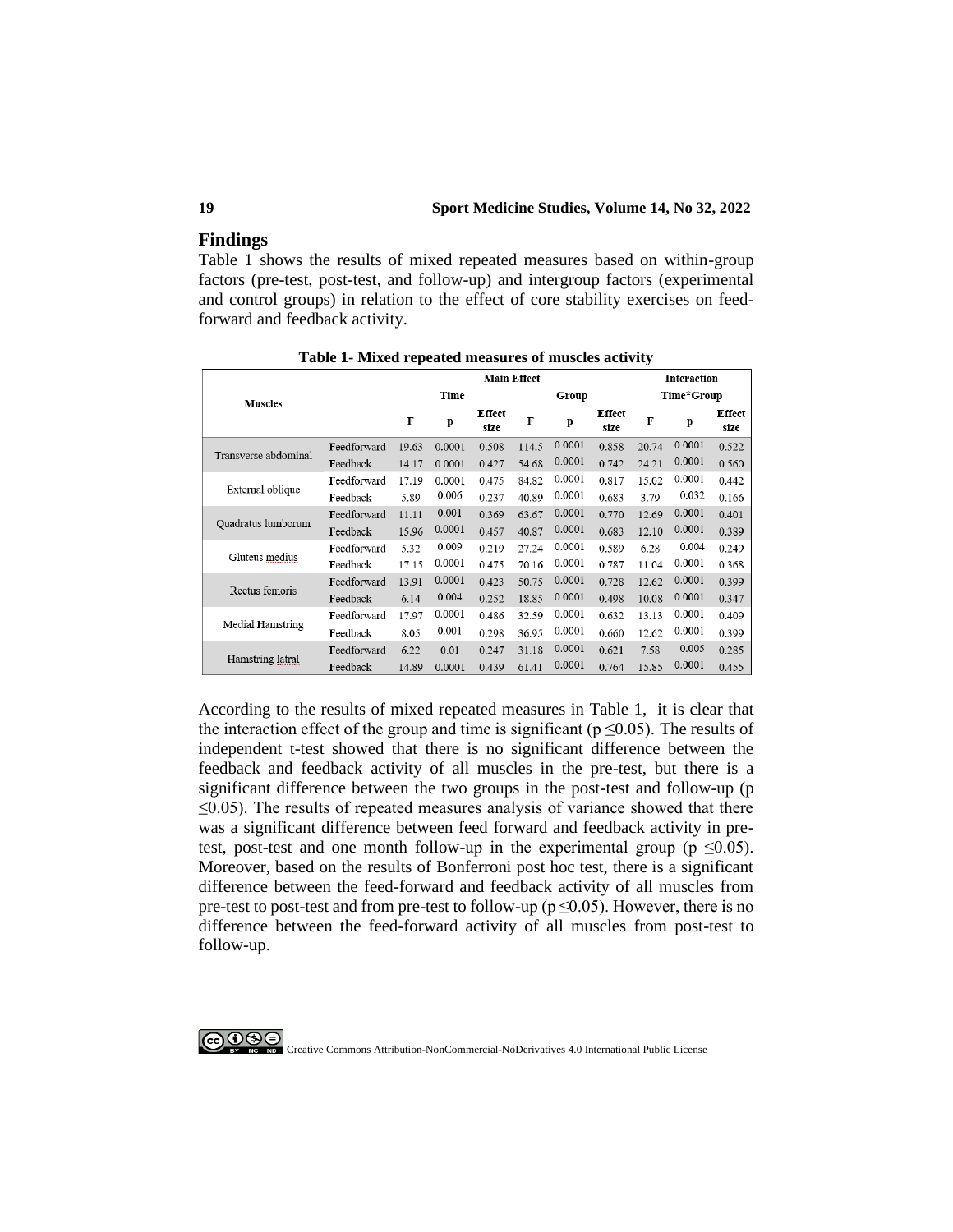## Findings

Table 1 shows the results of mixed repeated measures based on within-group factors (pre-test, post-test, and follow-up) and intergroup factors (experimental and control groups) in relation to the effect of core stability exercises on feed-forward and feedback activity.

**Table 1- Mixed repeated measures of muscles activity**

| Muscles | | Main Effect | | | | | | Interaction | | |
|---|---|---|---|---|---|---|---|---|---|---|
| | | Time | | | Group | | | Time*Group | | |
| | | F | p | Effect size | F | p | Effect size | F | p | Effect size |
| Transverse abdominal | Feedforward | 19.63 | 0.0001 | 0.508 | 114.5 | 0.0001 | 0.858 | 20.74 | 0.0001 | 0.522 |
| | Feedback | 14.17 | 0.0001 | 0.427 | 54.68 | 0.0001 | 0.742 | 24.21 | 0.0001 | 0.560 |
| External oblique | Feedforward | 17.19 | 0.0001 | 0.475 | 84.82 | 0.0001 | 0.817 | 15.02 | 0.0001 | 0.442 |
| | Feedback | 5.89 | 0.006 | 0.237 | 40.89 | 0.0001 | 0.683 | 3.79 | 0.032 | 0.166 |
| Quadratus lumborum | Feedforward | 11.11 | 0.001 | 0.369 | 63.67 | 0.0001 | 0.770 | 12.69 | 0.0001 | 0.401 |
| | Feedback | 15.96 | 0.0001 | 0.457 | 40.87 | 0.0001 | 0.683 | 12.10 | 0.0001 | 0.389 |
| Gluteus medius | Feedforward | 5.32 | 0.009 | 0.219 | 27.24 | 0.0001 | 0.589 | 6.28 | 0.004 | 0.249 |
| | Feedback | 17.15 | 0.0001 | 0.475 | 70.16 | 0.0001 | 0.787 | 11.04 | 0.0001 | 0.368 |
| Rectus femoris | Feedforward | 13.91 | 0.0001 | 0.423 | 50.75 | 0.0001 | 0.728 | 12.62 | 0.0001 | 0.399 |
| | Feedback | 6.14 | 0.004 | 0.252 | 18.85 | 0.0001 | 0.498 | 10.08 | 0.0001 | 0.347 |
| Medial Hamstring | Feedforward | 17.97 | 0.0001 | 0.486 | 32.59 | 0.0001 | 0.632 | 13.13 | 0.0001 | 0.409 |
| | Feedback | 8.05 | 0.001 | 0.298 | 36.95 | 0.0001 | 0.660 | 12.62 | 0.0001 | 0.399 |
| Hamstring latral | Feedforward | 6.22 | 0.01 | 0.247 | 31.18 | 0.0001 | 0.621 | 7.58 | 0.005 | 0.285 |
| | Feedback | 14.89 | 0.0001 | 0.439 | 61.41 | 0.0001 | 0.764 | 15.85 | 0.0001 | 0.455 |

According to the results of mixed repeated measures in Table 1, it is clear that the interaction effect of the group and time is significant ($p \leq 0.05$). The results of independent t-test showed that there is no significant difference between the feedback and feedback activity of all muscles in the pre-test, but there is a significant difference between the two groups in the post-test and follow-up ($p \leq 0.05$). The results of repeated measures analysis of variance showed that there was a significant difference between feed forward and feedback activity in pre-test, post-test and one month follow-up in the experimental group ($p \leq 0.05$). Moreover, based on the results of Bonferroni post hoc test, there is a significant difference between the feed-forward and feedback activity of all muscles from pre-test to post-test and from pre-test to follow-up ($p \leq 0.05$). However, there is no difference between the feed-forward activity of all muscles from post-test to follow-up.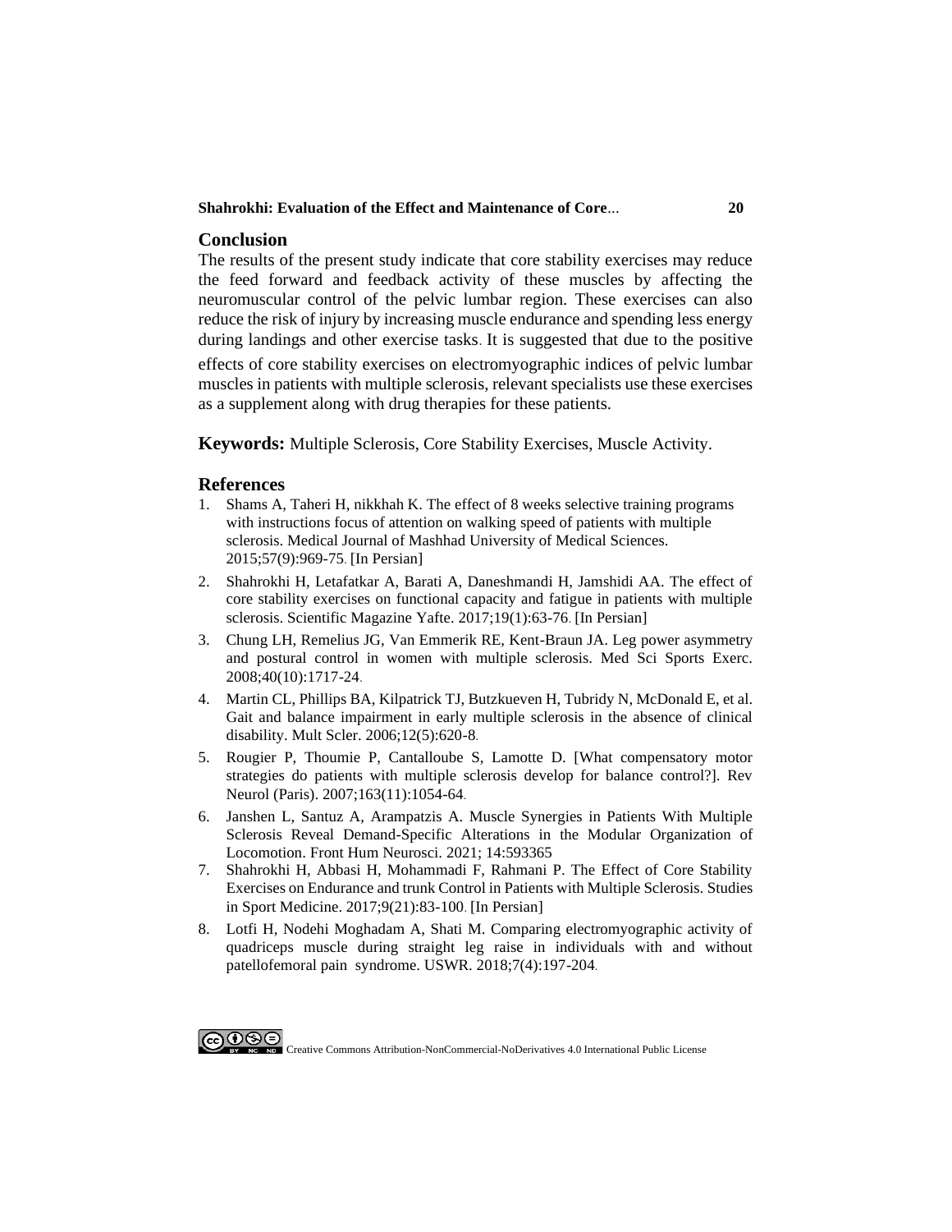## Conclusion

The results of the present study indicate that core stability exercises may reduce the feed forward and feedback activity of these muscles by affecting the neuromuscular control of the pelvic lumbar region. These exercises can also reduce the risk of injury by increasing muscle endurance and spending less energy during landings and other exercise tasks. It is suggested that due to the positive effects of core stability exercises on electromyographic indices of pelvic lumbar muscles in patients with multiple sclerosis, relevant specialists use these exercises as a supplement along with drug therapies for these patients.

**Keywords:** Multiple Sclerosis, Core Stability Exercises, Muscle Activity.

## References

1. Shams A, Taheri H, nikkhah K. The effect of 8 weeks selective training programs with instructions focus of attention on walking speed of patients with multiple sclerosis. Medical Journal of Mashhad University of Medical Sciences. 2015;57(9):969-75. [In Persian]
2. Shahrokhi H, Letafatkar A, Barati A, Daneshmandi H, Jamshidi AA. The effect of core stability exercises on functional capacity and fatigue in patients with multiple sclerosis. Scientific Magazine Yafte. 2017;19(1):63-76. [In Persian]
3. Chung LH, Remelius JG, Van Emmerik RE, Kent-Braun JA. Leg power asymmetry and postural control in women with multiple sclerosis. Med Sci Sports Exerc. 2008;40(10):1717-24.
4. Martin CL, Phillips BA, Kilpatrick TJ, Butzkueven H, Tubridy N, McDonald E, et al. Gait and balance impairment in early multiple sclerosis in the absence of clinical disability. Mult Scler. 2006;12(5):620-8.
5. Rougier P, Thoumie P, Cantalloube S, Lamotte D. [What compensatory motor strategies do patients with multiple sclerosis develop for balance control?]. Rev Neurol (Paris). 2007;163(11):1054-64.
6. Janshen L, Santuz A, Arampatzis A. Muscle Synergies in Patients With Multiple Sclerosis Reveal Demand-Specific Alterations in the Modular Organization of Locomotion. Front Hum Neurosci. 2021; 14:593365
7. Shahrokhi H, Abbasi H, Mohammadi F, Rahmani P. The Effect of Core Stability Exercises on Endurance and trunk Control in Patients with Multiple Sclerosis. Studies in Sport Medicine. 2017;9(21):83-100. [In Persian]
8. Lotfi H, Nodehi Moghadam A, Shati M. Comparing electromyographic activity of quadriceps muscle during straight leg raise in individuals with and without patellofemoral pain syndrome. USWR. 2018;7(4):197-204.

Creative Commons Attribution-NonCommercial-NoDerivatives 4.0 International Public License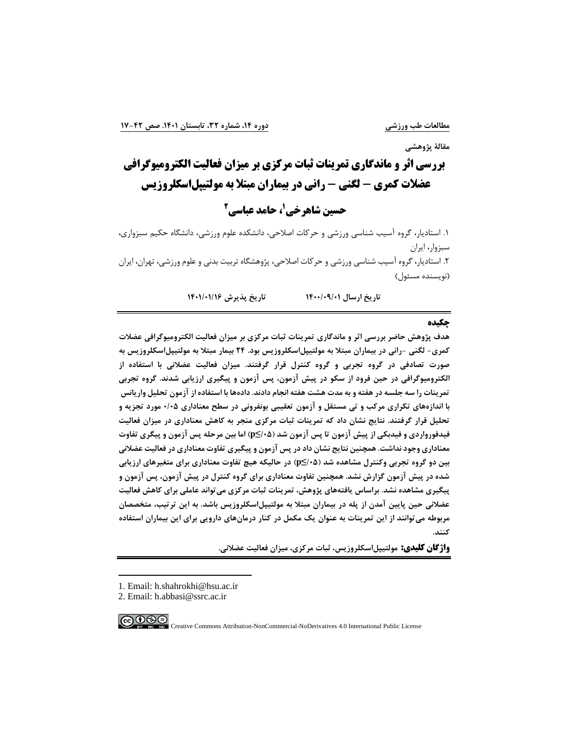مقالۀ پژوهشی

# بررسی اثر و ماندگاری تمرینات ثبات مرکزی بر میزان فعالیت الکترومیوگرافی عضلات کمری – لگنی – رانی در بیماران مبتلا به مولتیپل‌اسکلروزیس

**حسین شاهرخی[1]، حامد عباسی[2]**

۱. استادیار، گروه آسیب شناسی ورزشی و حرکات اصلاحی، دانشکده علوم ورزشی، دانشگاه حکیم سبزواری، سبزوار، ایران

۲. استادیار، گروه آسیب شناسی ورزشی و حرکات اصلاحی، پژوهشگاه تربیت بدنی و علوم ورزشی، تهران، ایران (نویسنده مسئول)

**تاریخ ارسال ۱۴۰۰/۰۹/۰۱ — تاریخ پذیرش ۱۴۰۱/۰۱/۱۶**

## چکیده

**هدف پژوهش حاضر بررسی اثر و ماندگاری تمرینات ثبات مرکزی بر میزان فعالیت الکترومیوگرافی عضلات کمری- لگنی -رانی در بیماران مبتلا به مولتیپل‌اسکلروزیس بود. ۲۴ بیمار مبتلا به مولتیپل‌اسکلروزیس به صورت تصادفی در گروه تجربی و گروه کنترل قرار گرفتند. میزان فعالیت عضلانی با استفاده از الکترومیوگرافی در حین فرود از سکو در پیش آزمون، پس آزمون و پیگیری ارزیابی شدند. گروه تجربی تمرینات را سه جلسه در هفته و به مدت هشت هفته انجام دادند. داده‌ها با استفاده از آزمون تحلیل واریانس با اندازه‌های تکراری مرکب و تی مستقل و آزمون تعقیبی بونفرونی در سطح معناداری ۰/۰۵ مورد تجزیه و تحلیل قرار گرفتند. نتایج نشان داد که تمرینات ثبات مرکزی منجر به کاهش معناداری در میزان فعالیت فیدفورواردی و فیدبکی از پیش آزمون تا پس آزمون شد ($p \leq ۰/۰۵$) اما بین مرحله پس آزمون و پیگری تفاوت معناداری وجود نداشت. همچنین نتایج نشان داد که در پس آزمون و پیگیری تفاوت معناداری در فعالیت عضلانی بین دو گروه تجربی وکنترل مشاهده شد ($p \leq ۰/۰۵$) در حالیکه هیچ تفاوت معناداری برای متغیرهای ارزیابی شده در پیش آزمون گزارش نشد. همچنین تفاوت معناداری برای گروه کنترل در پیش آزمون، پس آزمون و پیگیری مشاهده نشد. براساس یافته‌های پژوهش، تمرینات ثبات مرکزی می‌تواند عاملی برای کاهش فعالیت عضلانی حین پایین آمدن از پله در بیماران مبتلا به مولتیپل‌اسکلروزیس باشد. به این ترتیب، متخصصان مربوطه می‌توانند از این تمرینات به عنوان یک مکمل در کنار درمان‌های دارویی برای این بیماران استفاده کنند.**

**واژگان کلیدی:** مولتیپل‌اسکلروزیس، ثبات مرکزی، میزان فعالیت عضلانی.

---

1. Email: h.shahrokhi@hsu.ac.ir
2. Email: h.abbasi@ssrc.ac.ir

Creative Commons Attribution-NonCommercial-NoDerivatives 4.0 International Public License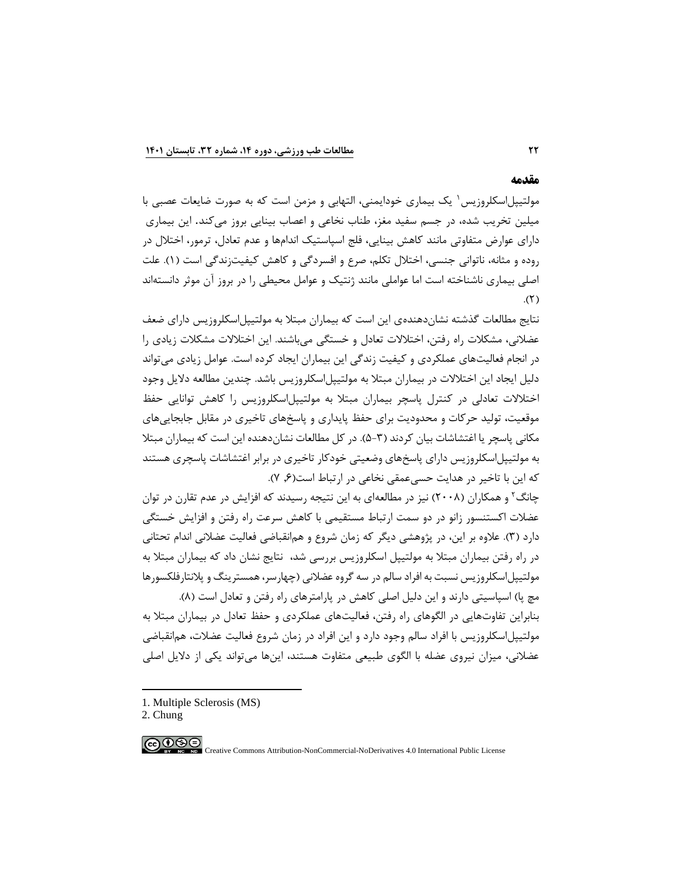## مقدمه

مولتیپل‌اسکلروزیس[1] یک بیماری خودایمنی، التهابی و مزمن است که به صورت ضایعات عصبی با میلین تخریب شده، در جسم سفید مغز، طناب نخاعی و اعصاب بینایی بروز می‌کند. این بیماری دارای عوارض متفاوتی مانند کاهش بینایی، فلج اسپاستیک اندام‌ها و عدم تعادل، ترمور، اختلال در روده و مثانه، ناتوانی جنسی، اختلال تکلم، صرع و افسردگی و کاهش کیفیت‌زندگی است (۱). علت اصلی بیماری ناشناخته است اما عواملی مانند ژنتیک و عوامل محیطی را در بروز آن موثر دانسته‌اند (۲).

نتایج مطالعات گذشته نشان‌دهنده‌ی این است که بیماران مبتلا به مولتیپل‌اسکلروزیس دارای ضعف عضلانی، مشکلات راه رفتن، اختلالات تعادل و خستگی می‌باشند. این اختلالات مشکلات زیادی را در انجام فعالیت‌های عملکردی و کیفیت زندگی این بیماران ایجاد کرده است. عوامل زیادی می‌تواند دلیل ایجاد این اختلالات در بیماران مبتلا به مولتیپل‌اسکلروزیس باشد. چندین مطالعه دلایل وجود اختلالات تعادلی در کنترل پاسچر بیماران مبتلا به مولتیپل‌اسکلروزیس را کاهش توانایی حفظ موقعیت، تولید حرکات و محدودیت برای حفظ پایداری و پاسخ‌های تاخیری در مقابل جابجایی‌های مکانی پاسچر یا اغتشاشات بیان کردند (۳-۵). در کل مطالعات نشان‌دهنده این است که بیماران مبتلا به مولتیپل‌اسکلروزیس دارای پاسخ‌های وضعیتی خودکار تاخیری در برابر اغتشاشات پاسچری هستند که این با تاخیر در هدایت حسی‌عمقی نخاعی در ارتباط است(۶, ۷).

چانگ[2] و همکاران (۲۰۰۸) نیز در مطالعه‌ای به این نتیجه رسیدند که افزایش در عدم تقارن در توان عضلات اکستنسور زانو در دو سمت ارتباط مستقیمی با کاهش سرعت راه رفتن و افزایش خستگی دارد (۳). علاوه بر این، در پژوهشی دیگر که زمان شروع و هم‌انقباضی فعالیت عضلانی اندام تحتانی در راه رفتن بیماران مبتلا به مولتیپل اسکلروزیس بررسی شد، نتایج نشان داد که بیماران مبتلا به مولتیپل‌اسکلروزیس نسبت به افراد سالم در سه گروه عضلانی (چهارسر، همسترینگ و پلانتارفلکسورها مچ پا) اسپاسیتی دارند و این دلیل اصلی کاهش در پارامترهای راه رفتن و تعادل است (۸).

بنابراین تفاوت‌هایی در الگوهای راه رفتن، فعالیت‌های عملکردی و حفظ تعادل در بیماران مبتلا به مولتیپل‌اسکلروزیس با افراد سالم وجود دارد و این افراد در زمان شروع فعالیت عضلات، هم‌انقباضی عضلانی، میزان نیروی عضله با الگوی طبیعی متفاوت هستند، این‌ها می‌تواند یکی از دلایل اصلی

---

1. Multiple Sclerosis (MS)
2. Chung

Creative Commons Attribution-NonCommercial-NoDerivatives 4.0 International Public License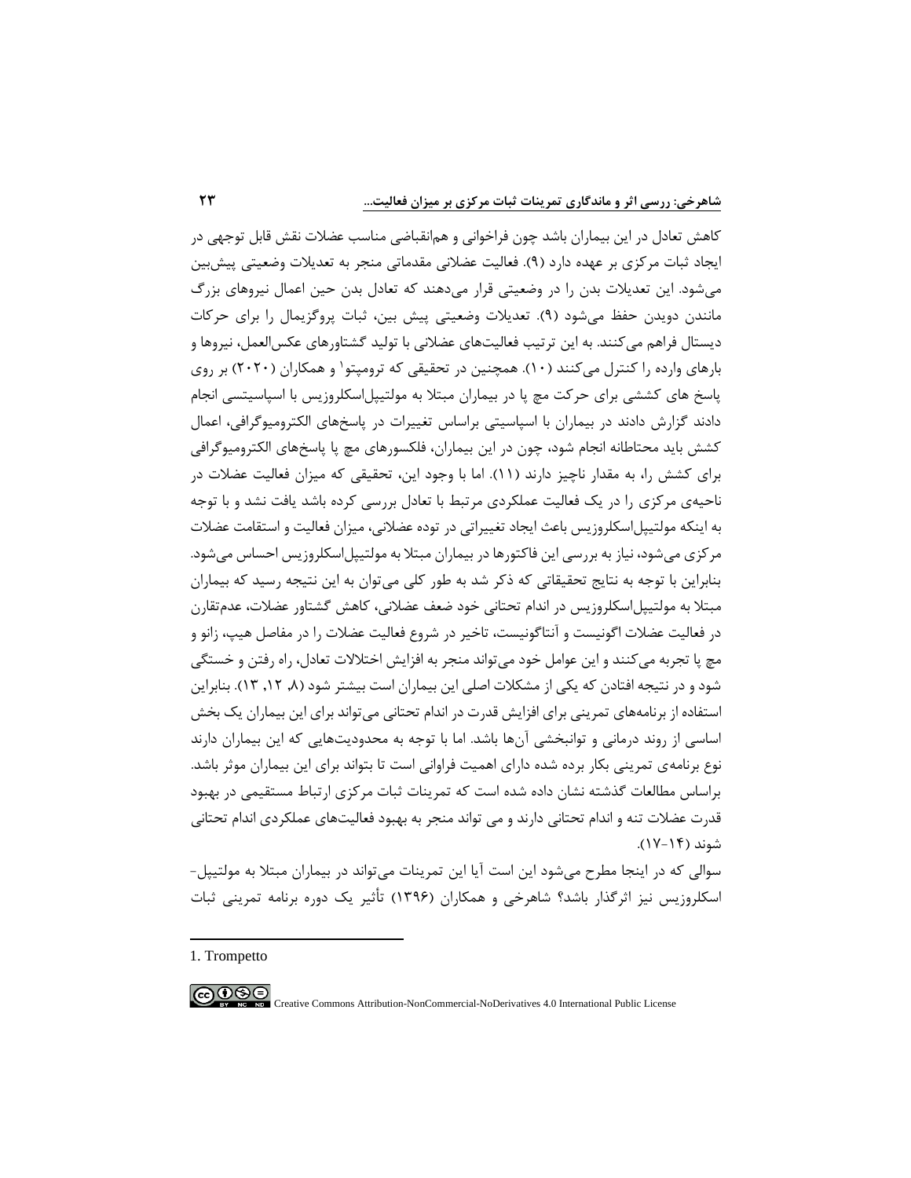کاهش تعادل در این بیماران باشد چون فراخوانی و هم‌انقباضی مناسب عضلات نقش قابل توجهی در ایجاد ثبات مرکزی بر عهده دارد (۹). فعالیت عضلانی مقدماتی منجر به تعدیلات وضعیتی پیش‌بین می‌شود. این تعدیلات بدن را در وضعیتی قرار می‌دهند که تعادل بدن حین اعمال نیروهای بزرگ مانندن دویدن حفظ می‌شود (۹). تعدیلات وضعیتی پیش بین، ثبات پروگزیمال را برای حرکات دیستال فراهم می‌کنند. به این ترتیب فعالیت‌های عضلانی با تولید گشتاورهای عکس‌العمل، نیروها و بارهای وارده را کنترل می‌کنند (۱۰). همچنین در تحقیقی که ترومپتو[1] و همکاران (۲۰۲۰) بر روی پاسخ های کششی برای حرکت مچ پا در بیماران مبتلا به مولتیپل‌اسکلروزیس با اسپاسیتسی انجام دادند گزارش دادند در بیماران با اسپاسیتی براساس تغییرات در پاسخ‌های الکترومیوگرافی، اعمال کشش باید محتاطانه انجام شود، چون در این بیماران، فلکسورهای مچ پا پاسخ‌های الکترومیوگرافی برای کشش را، به مقدار ناچیز دارند (۱۱). اما با وجود این، تحقیقی که میزان فعالیت عضلات در ناحیه‌ی مرکزی را در یک فعالیت عملکردی مرتبط با تعادل بررسی کرده باشد یافت نشد و با توجه به اینکه مولتیپل‌اسکلروزیس باعث ایجاد تغییراتی در توده عضلانی، میزان فعالیت و استقامت عضلات مرکزی می‌شود، نیاز به بررسی این فاکتورها در بیماران مبتلا به مولتیپل‌اسکلروزیس احساس می‌شود. بنابراین با توجه به نتایج تحقیقاتی که ذکر شد به طور کلی می‌توان به این نتیجه رسید که بیماران مبتلا به مولتیپل‌اسکلروزیس در اندام تحتانی خود ضعف عضلانی، کاهش گشتاور عضلات، عدم‌تقارن در فعالیت عضلات اگونیست و آنتاگونیست، تاخیر در شروع فعالیت عضلات را در مفاصل هیپ، زانو و مچ پا تجربه می‌کنند و این عوامل خود می‌تواند منجر به افزایش اختلالات تعادل، راه رفتن و خستگی شود و در نتیجه افتادن که یکی از مشکلات اصلی این بیماران است بیشتر شود (۸, ۱۲, ۱۳). بنابراین استفاده از برنامه‌های تمرینی برای افزایش قدرت در اندام تحتانی می‌تواند برای این بیماران یک بخش اساسی از روند درمانی و توانبخشی آن‌ها باشد. اما با توجه به محدودیت‌هایی که این بیماران دارند نوع برنامه‌ی تمرینی بکار برده شده دارای اهمیت فراوانی است تا بتواند برای این بیماران موثر باشد. براساس مطالعات گذشته نشان داده شده است که تمرینات ثبات مرکزی ارتباط مستقیمی در بهبود قدرت عضلات تنه و اندام تحتانی دارند و می تواند منجر به بهبود فعالیت‌های عملکردی اندام تحتانی شوند (۱۴-۱۷).

سوالی که در اینجا مطرح می‌شود این است آیا این تمرینات می‌تواند در بیماران مبتلا به مولتیپل-اسکلروزیس نیز اثرگذار باشد؟ شاهرخی و همکاران (۱۳۹۶) تأثیر یک دوره برنامه تمرینی ثبات

---

1. Trompetto

Creative Commons Attribution-NonCommercial-NoDerivatives 4.0 International Public License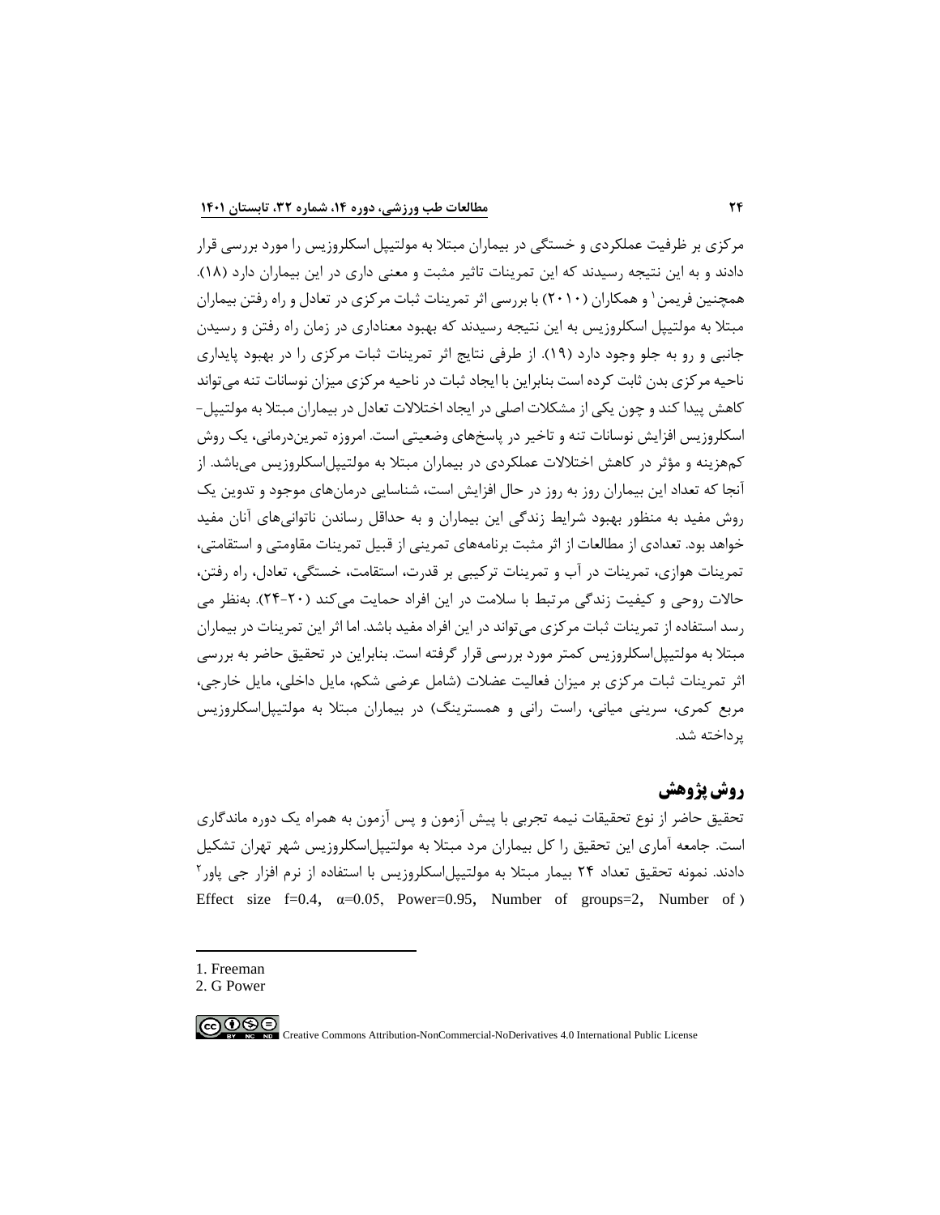مرکزی بر ظرفیت عملکردی و خستگی در بیماران مبتلا به مولتیپل اسکلروزیس را مورد بررسی قرار دادند و به این نتیجه رسیدند که این تمرینات تاثیر مثبت و معنی داری در این بیماران دارد (۱۸). همچنین فریمن[1] و همکاران (۲۰۱۰) با بررسی اثر تمرینات ثبات مرکزی در تعادل و راه رفتن بیماران مبتلا به مولتیپل اسکلروزیس به این نتیجه رسیدند که بهبود معناداری در زمان راه رفتن و رسیدن جانبی و رو به جلو وجود دارد (۱۹). از طرفی نتایج اثر تمرینات ثبات مرکزی را در بهبود پایداری ناحیه مرکزی بدن ثابت کرده است بنابراین با ایجاد ثبات در ناحیه مرکزی میزان نوسانات تنه می‌تواند کاهش پیدا کند و چون یکی از مشکلات اصلی در ایجاد اختلالات تعادل در بیماران مبتلا به مولتیپل-اسکلروزیس افزایش نوسانات تنه و تاخیر در پاسخ‌های وضعیتی است. امروزه تمرین‌درمانی، یک روش کم‌هزینه و مؤثر در کاهش اختلالات عملکردی در بیماران مبتلا به مولتیپل‌اسکلروزیس می‌باشد. از آنجا که تعداد این بیماران روز به روز در حال افزایش است، شناسایی درمان‌های موجود و تدوین یک روش مفید به منظور بهبود شرایط زندگی این بیماران و به حداقل رساندن ناتوانی‌های آنان مفید خواهد بود. تعدادی از مطالعات از اثر مثبت برنامه‌های تمرینی از قبیل تمرینات مقاومتی و استقامتی، تمرینات هوازی، تمرینات در آب و تمرینات ترکیبی بر قدرت، استقامت، خستگی، تعادل، راه رفتن، حالات روحی و کیفیت زندگی مرتبط با سلامت در این افراد حمایت می‌کند (۲۰-۲۴). به‌نظر می رسد استفاده از تمرینات ثبات مرکزی می‌تواند در این افراد مفید باشد. اما اثر این تمرینات در بیماران مبتلا به مولتیپل‌اسکلروزیس کمتر مورد بررسی قرار گرفته است. بنابراین در تحقیق حاضر به بررسی اثر تمرینات ثبات مرکزی بر میزان فعالیت عضلات (شامل عرضی شکم، مایل داخلی، مایل خارجی، مربع کمری، سرینی میانی، راست رانی و همسترینگ) در بیماران مبتلا به مولتیپل‌اسکلروزیس پرداخته شد.

## روش پژوهش

تحقیق حاضر از نوع تحقیقات نیمه تجربی با پیش آزمون و پس آزمون به همراه یک دوره ماندگاری است. جامعه آماری این تحقیق را کل بیماران مرد مبتلا به مولتیپل‌اسکلروزیس شهر تهران تشکیل دادند. نمونه تحقیق تعداد ۲۴ بیمار مبتلا به مولتیپل‌اسکلروزیس با استفاده از نرم افزار جی پاور[2] (Effect size f=0.4, α=0.05, Power=0.95, Number of groups=2, Number of

1. Freeman
2. G Power

Creative Commons Attribution-NonCommercial-NoDerivatives 4.0 International Public License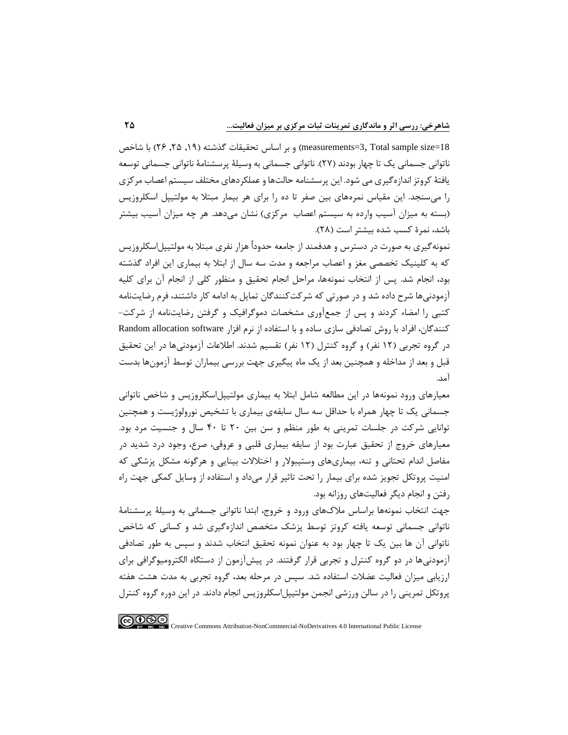measurements=3, Total sample size=18) و بر اساس تحقیقات گذشته (۱۹, ۲۵, ۲۶) با شاخص ناتوانی جسمانی یک تا چهار بودند (۲۷). ناتوانی جسمانی به وسیلۀ پرسشنامۀ ناتوانی جسمانی توسعه یافتۀ کروتز اندازه‌گیری می شود. این پرسشنامه حالت‌ها و عملکردهای مختلف سیستم اعصاب مرکزی را می‌سنجد. این مقیاس نمره‌های بین صفر تا ده را برای هر بیمار مبتلا به مولتیپل اسکلروزیس (بسته به میزان آسیب وارده به سیستم اعصاب مرکزی) نشان می‌دهد. هر چه میزان آسیب بیشتر باشد، نمرۀ کسب شده بیشتر است (۲۸).

نمونه‌گیری به صورت در دسترس و هدفمند از جامعه حدوداً هزار نفری مبتلا به مولتیپل‌اسکلروزیس که به کلینیک تخصصی مغز و اعصاب مراجعه و مدت سه سال از ابتلا به بیماری این افراد گذشته بود، انجام شد. پس از انتخاب نمونه‌ها، مراحل انجام تحقیق و منظور کلی از انجام آن برای کلیه آزمودنی‌ها شرح داده شد و در صورتی که شرکت‌کنندگان تمایل به ادامه کار داشتند، فرم رضایت‌نامه کتبی را امضاء کردند و پس از جمع‌آوری مشخصات دموگرافیک و گرفتن رضایت‌نامه از شرکت-کنندگان، افراد با روش تصادفی سازی ساده و با استفاده از نرم افزار Random allocation software در گروه تجربی (۱۲ نفر) و گروه کنترل (۱۲ نفر) تقسیم شدند. اطلاعات آزمودنی‌ها در این تحقیق قبل و بعد از مداخله و همچنین بعد از یک ماه پیگیری جهت بررسی بیماران توسط آزمون‌ها بدست آمد.

معیارهای ورود نمونه‌ها در این مطالعه شامل ابتلا به بیماری مولتیپل‌اسکلروزیس و شاخص ناتوانی جسمانی یک تا چهار همراه با حداقل سه سال سابقه‌ی بیماری با تشخیص نورولوژیست و همچنین توانایی شرکت در جلسات تمرینی به طور منظم و سن بین ۲۰ تا ۴۰ سال و جنسیت مرد بود. معیارهای خروج از تحقیق عبارت بود از سابقه بیماری قلبی و عروقی، صرع، وجود درد شدید در مفاصل اندام تحتانی و تنه، بیماری‌های وستیبولار و اختلالات بینایی و هرگونه مشکل پزشکی که امنیت پروتکل تجویز شده برای بیمار را تحت تاثیر قرار می‌داد و استفاده از وسایل کمکی جهت راه رفتن و انجام دیگر فعالیت‌های روزانه بود.

جهت انتخاب نمونه‌ها براساس ملاک‌های ورود و خروج، ابتدا ناتوانی جسمانی به وسیلۀ پرسشنامۀ ناتوانی جسمانی توسعه یافته کروتز توسط پزشک متخصص اندازه‌گیری شد و کسانی که شاخص ناتوانی آن ها بین یک تا چهار بود به عنوان نمونه تحقیق انتخاب شدند و سپس به طور تصادفی آزمودنی‌ها در دو گروه کنترل و تجربی قرار گرفتند. در پیش‌آزمون از دستگاه الکترومیوگرافی برای ارزیابی میزان فعالیت عضلات استفاده شد. سپس در مرحله بعد، گروه تجربی به مدت هشت هفته پروتکل تمرینی را در سالن ورزشی انجمن مولتیپل‌اسکلروزیس انجام دادند. در این دوره گروه کنترل

Creative Commons Attribution-NonCommercial-NoDerivatives 4.0 International Public License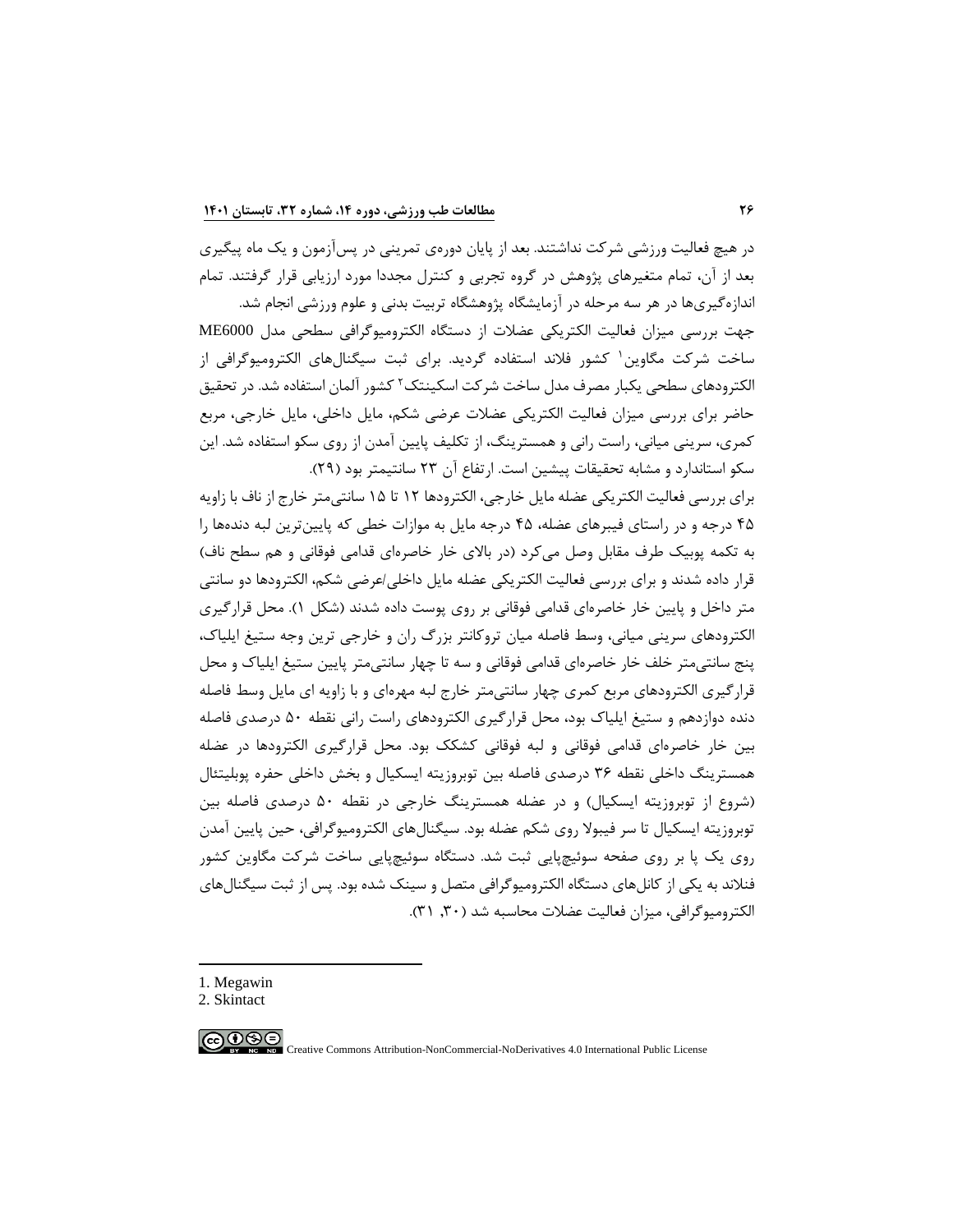در هیچ فعالیت ورزشی شرکت نداشتند. بعد از پایان دوره‌ی تمرینی در پس‌آزمون و یک ماه پیگیری بعد از آن، تمام متغیرهای پژوهش در گروه تجربی و کنترل مجددا مورد ارزیابی قرار گرفتند. تمام اندازه‌گیری‌ها در هر سه مرحله در آزمایشگاه پژوهشگاه تربیت بدنی و علوم ورزشی انجام شد.

جهت بررسی میزان فعالیت الکتریکی عضلات از دستگاه الکترومیوگرافی سطحی مدل ME6000 ساخت شرکت مگاوین[1] کشور فلاند استفاده گردید. برای ثبت سیگنال‌های الکترومیوگرافی از الکترودهای سطحی یکبار مصرف مدل ساخت شرکت اسکینتک[2] کشور آلمان استفاده شد. در تحقیق حاضر برای بررسی میزان فعالیت الکتریکی عضلات عرضی شکم، مایل داخلی، مایل خارجی، مربع کمری، سرینی میانی، راست رانی و همسترینگ، از تکلیف پایین آمدن از روی سکو استفاده شد. این سکو استاندارد و مشابه تحقیقات پیشین است. ارتفاع آن ۲۳ سانتیمتر بود (۲۹).

برای بررسی فعالیت الکتریکی عضله مایل خارجی، الکترودها ۱۲ تا ۱۵ سانتی‌متر خارج از ناف با زاویه ۴۵ درجه و در راستای فیبرهای عضله، ۴۵ درجه مایل به موازات خطی که پایین‌ترین لبه دنده‌ها را به تکمه پوبیک طرف مقابل وصل می‌کرد (در بالای خار خاصره‌ای قدامی فوقانی و هم سطح ناف) قرار داده شدند و برای بررسی فعالیت الکتریکی عضله مایل داخلی/عرضی شکم، الکترودها دو سانتی متر داخل و پایین خار خاصره‌ای قدامی فوقانی بر روی پوست داده شدند (شکل ۱). محل قرارگیری الکترودهای سرینی میانی، وسط فاصله میان تروکانتر بزرگ ران و خارجی ترین وجه ستیغ ایلیاک، پنج سانتی‌متر خلف خار خاصره‌ای قدامی فوقانی و سه تا چهار سانتی‌متر پایین ستیغ ایلیاک و محل قرارگیری الکترودهای مربع کمری چهار سانتی‌متر خارج لبه مهره‌ای و با زاویه ای مایل وسط فاصله دنده دوازدهم و ستیغ ایلیاک بود، محل قرارگیری الکترودهای راست رانی نقطه ۵۰ درصدی فاصله بین خار خاصره‌ای قدامی فوقانی و لبه فوقانی کشکک بود. محل قرارگیری الکترودها در عضله همسترینگ داخلی نقطه ۳۶ درصدی فاصله بین توبروزیته ایسکیال و بخش داخلی حفره پوبلیتئال (شروع از توبروزیته ایسکیال) و در عضله همسترینگ خارجی در نقطه ۵۰ درصدی فاصله بین توبروزیته ایسکیال تا سر فیبولا روی شکم عضله بود. سیگنال‌های الکترومیوگرافی، حین پایین آمدن روی یک پا بر روی صفحه سوئیچ‌پایی ثبت شد. دستگاه سوئیچ‌پایی ساخت شرکت مگاوین کشور فنلاند به یکی از کانال‌های دستگاه الکترومیوگرافی متصل و سینک شده بود. پس از ثبت سیگنال‌های الکترومیوگرافی، میزان فعالیت عضلات محاسبه شد (۳۰, ۳۱).

1. Megawin
2. Skintact

Creative Commons Attribution-NonCommercial-NoDerivatives 4.0 International Public License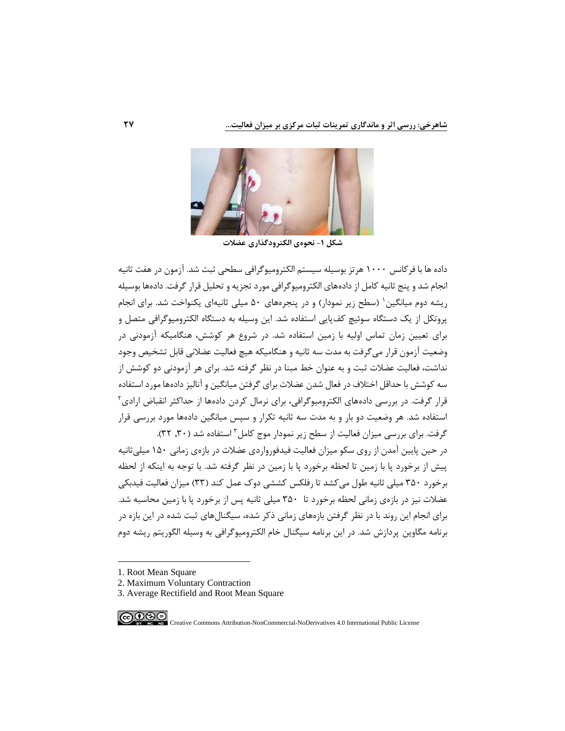شکل ۱- نحوه‌ی الکترودگذاری عضلات

داده ها با فرکانس ۱۰۰۰ هرتز بوسیله سیستم الکترومیوگرافی سطحی ثبت شد. آزمون در هفت ثانیه انجام شد و پنج ثانیه کامل از داده‌های الکترومیوگرافی مورد تجزیه و تحلیل قرار گرفت. داده‌ها بوسیله ریشه دوم میانگین[1] (سطح زیر نمودار) و در پنجره‌های ۵۰ میلی ثانیه‌ای یکنواخت شد. برای انجام پروتکل از یک دستگاه سوئیچ کف‌پایی استفاده شد. این وسیله به دستگاه الکترومیوگرافی متصل و برای تعیین زمان تماس اولیه با زمین استفاده شد. در شروع هر کوشش، هنگامیکه آزمودنی در وضعیت آزمون قرار می‌گرفت به مدت سه ثانیه و هنگامیکه هیچ فعالیت عضلانی قابل تشخیص وجود نداشت، فعالیت عضلات ثبت و به عنوان خط مبنا در نظر گرفته شد. برای هر آزمودنی دو کوشش از سه کوشش با حداقل اختلاف در فعال شدن عضلات برای گرفتن میانگین و آنالیز داده‌ها مورد استفاده قرار گرفت. در بررسی داده‌های الکترومیوگرافی، برای نرمال کردن داده‌ها از حداکثر انقباض ارادی[2] استفاده شد. هر وضعیت دو بار و به مدت سه ثانیه تکرار و سپس میانگین داده‌ها مورد بررسی قرار گرفت. برای بررسی میزان فعالیت از سطح زیر نمودار موج کامل[3] استفاده شد (۳۰, ۳۲).

در حین پایین آمدن از روی سکو میزان فعالیت فیدفورواردی عضلات در بازه‌ی زمانی ۱۵۰ میلی‌ثانیه پیش از برخورد پا با زمین تا لحظه برخورد پا با زمین در نظر گرفته شد. با توجه به اینکه از لحظه برخورد ۳۵۰ میلی ثانیه طول می‌کشد تا رفلکس کششی دوک عمل کند (۳۳) میزان فعالیت فیدبکی عضلات نیز در بازه‌ی زمانی لحظه برخورد تا ۳۵۰ میلی ثانیه پس از برخورد پا با زمین محاسبه شد. برای انجام این روند با در نظر گرفتن بازه‌های زمانی ذکر شده، سیگنال‌های ثبت شده در این بازه در برنامه مگاوین پردازش شد. در این برنامه سیگنال خام الکترومیوگرافی به وسیله الگوریتم ریشه دوم

---

1. Root Mean Square
2. Maximum Voluntary Contraction
3. Average Rectifield and Root Mean Square

Creative Commons Attribution-NonCommercial-NoDerivatives 4.0 International Public License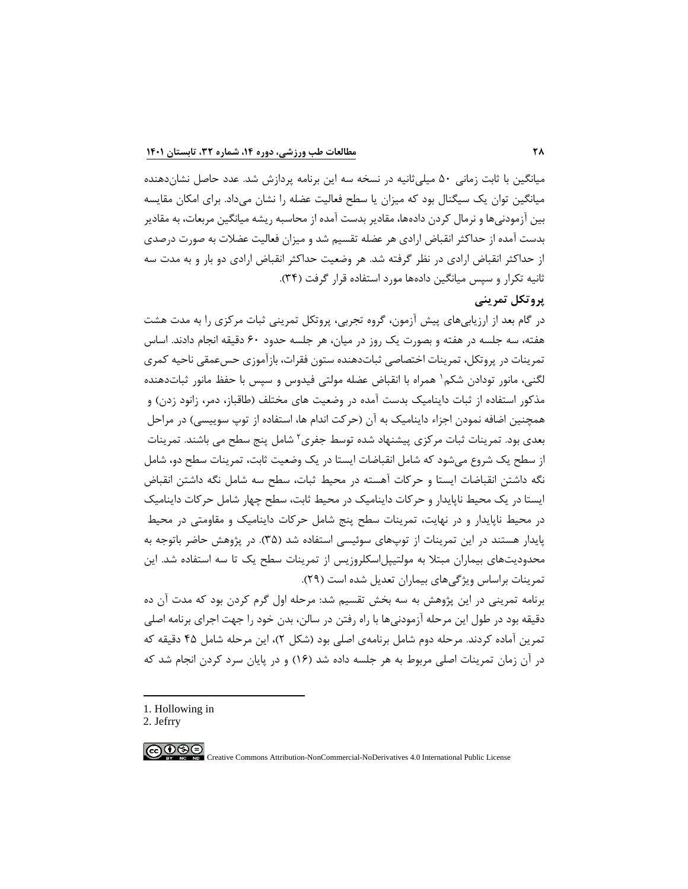میانگین با ثابت زمانی ۵۰ میلی‌ثانیه در نسخه سه این برنامه پردازش شد. عدد حاصل نشان‌دهنده میانگین توان یک سیگنال بود که میزان یا سطح فعالیت عضله را نشان می‌داد. برای امکان مقایسه بین آزمودنی‌ها و نرمال کردن داده‌ها، مقادیر بدست آمده از محاسبه ریشه میانگین مربعات، به مقادیر بدست آمده از حداکثر انقباض ارادی هر عضله تقسیم شد و میزان فعالیت عضلات به صورت درصدی از حداکثر انقباض ارادی در نظر گرفته شد. هر وضعیت حداکثر انقباض ارادی دو بار و به مدت سه ثانیه تکرار و سپس میانگین داده‌ها مورد استفاده قرار گرفت (۳۴).

### پروتکل تمرینی

در گام بعد از ارزیابی‌های پیش آزمون، گروه تجربی، پروتکل تمرینی ثبات مرکزی را به مدت هشت هفته، سه جلسه در هفته و بصورت یک روز در میان، هر جلسه حدود ۶۰ دقیقه انجام دادند. اساس تمرینات در پروتکل، تمرینات اختصاصی ثبات‌دهنده ستون فقرات، بازآموزی حس‌عمقی ناحیه کمری لگنی، مانور تودادن شکم[1] همراه با انقباض عضله مولتی فیدوس و سپس با حفظ مانور ثبات‌دهنده مذکور استفاده از ثبات داینامیک بدست آمده در وضعیت های مختلف (طاقباز، دمر، زانود زدن) و همچنین اضافه نمودن اجزاء داینامیک به آن (حرکت اندام ها، استفاده از توپ سوییسی) در مراحل بعدی بود. تمرینات ثبات مرکزی پیشنهاد شده توسط جفری[2] شامل پنج سطح می باشند. تمرینات از سطح یک شروع می‌شود که شامل انقباضات ایستا در یک وضعیت ثابت، تمرینات سطح دو، شامل نگه داشتن انقباضات ایستا و حرکات آهسته در محیط ثبات، سطح سه شامل نگه داشتن انقباض ایستا در یک محیط ناپایدار و حرکات داینامیک در محیط ثابت، سطح چهار شامل حرکات داینامیک در محیط ناپایدار و در نهایت، تمرینات سطح پنج شامل حرکات داینامیک و مقاومتی در محیط پایدار هستند در این تمرینات از توپ‌های سوئیسی استفاده شد (۳۵). در پژوهش حاضر باتوجه به محدودیت‌های بیماران مبتلا به مولتیپل‌اسکلروزیس از تمرینات سطح یک تا سه استفاده شد. این تمرینات براساس ویژگی‌های بیماران تعدیل شده است (۲۹).

برنامه تمرینی در این پژوهش به سه بخش تقسیم شد: مرحله اول گرم کردن بود که مدت آن ده دقیقه بود در طول این مرحله آزمودنی‌ها با راه رفتن در سالن، بدن خود را جهت اجرای برنامه اصلی تمرین آماده کردند. مرحله دوم شامل برنامه‌ی اصلی بود (شکل ۲)، این مرحله شامل ۴۵ دقیقه که در آن زمان تمرینات اصلی مربوط به هر جلسه داده شد (۱۶) و در پایان سرد کردن انجام شد که

---

1. Hollowing in
2. Jefrry

Creative Commons Attribution-NonCommercial-NoDerivatives 4.0 International Public License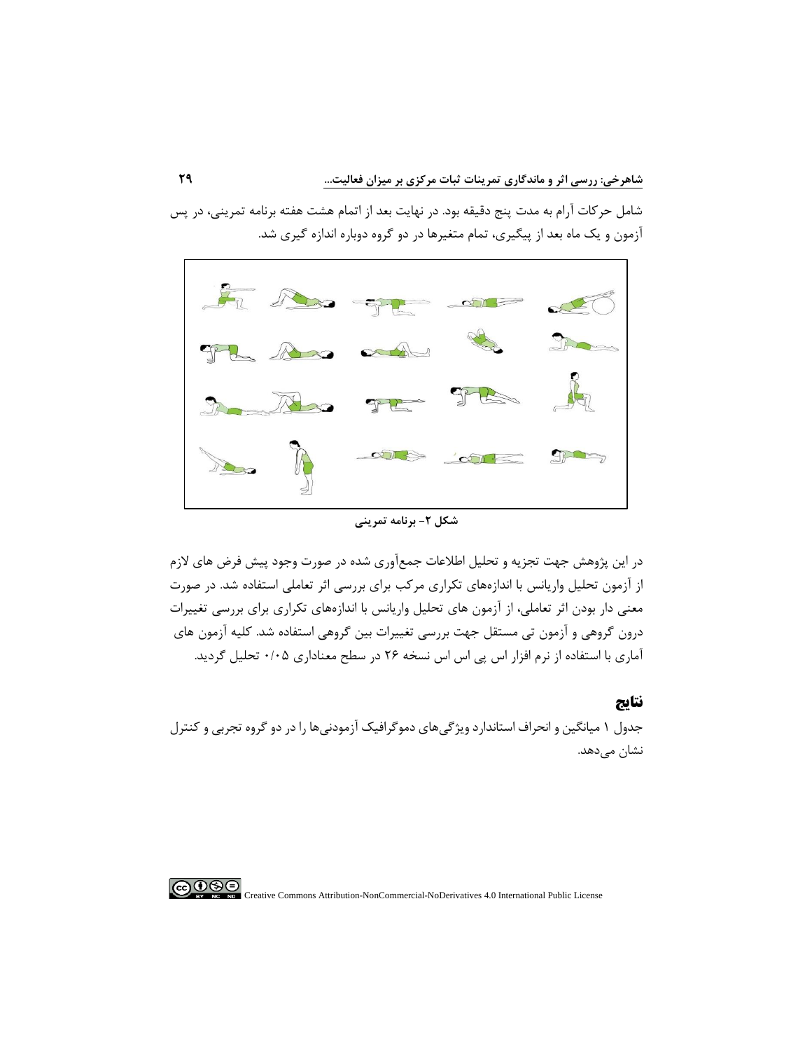شامل حرکات آرام به مدت پنج دقیقه بود. در نهایت بعد از اتمام هشت هفته برنامه تمرینی، در پس آزمون و یک ماه بعد از پیگیری، تمام متغیرها در دو گروه دوباره اندازه گیری شد.

**شکل ۲- برنامه تمرینی**

در این پژوهش جهت تجزیه و تحلیل اطلاعات جمع‌آوری شده در صورت وجود پیش فرض های لازم از آزمون تحلیل واریانس با اندازه‌های تکراری مرکب برای بررسی اثر تعاملی استفاده شد. در صورت معنی دار بودن اثر تعاملی، از آزمون های تحلیل واریانس با اندازه‌های تکراری برای بررسی تغییرات درون گروهی و آزمون تی مستقل جهت بررسی تغییرات بین گروهی استفاده شد. کلیه آزمون های آماری با استفاده از نرم افزار اس پی اس اس نسخه ۲۶ در سطح معناداری ۰/۰۵ تحلیل گردید.

## نتایج

جدول ۱ میانگین و انحراف استاندارد ویژگی‌های دموگرافیک آزمودنی‌ها را در دو گروه تجربی و کنترل نشان می‌دهد.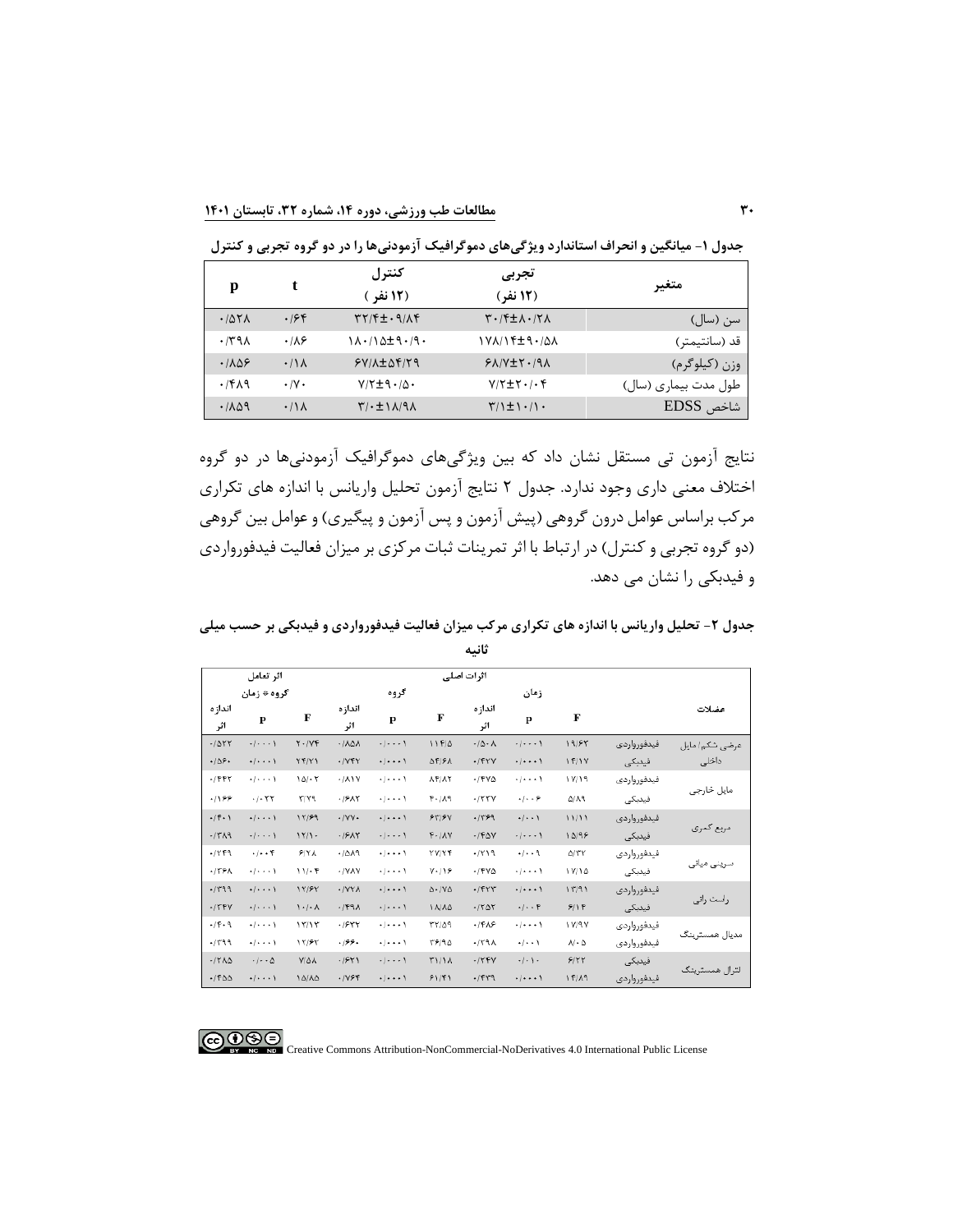**جدول ۱- میانگین و انحراف استاندارد ویژگی‌های دموگرافیک آزمودنی‌ها را در دو گروه تجربی و کنترل**

| متغیر | تجربی (۱۲ نفر) | کنترل (۱۲ نفر) | t | p |
|---|---|---|---|---|
| سن (سال) | ۳۰/۴±۸۰/۲۸ | ۳۲/۴±۰۹/۸۴ | ۰/۶۴ | ۰/۵۲۸ |
| قد (سانتیمتر) | ۱۷۸/۱۴±۹۰/۵۸ | ۱۸۰/۱۵±۹۰/۹۰ | ۰/۸۶ | ۰/۳۹۸ |
| وزن (کیلوگرم) | ۶۸/۷±۲۰/۹۸ | ۶۷/۸±۵۴/۲۹ | ۰/۱۸ | ۰/۸۵۶ |
| طول مدت بیماری (سال) | ۷/۲±۲۰/۰۴ | ۷/۲±۹۰/۵۰ | ۰/۷۰ | ۰/۴۸۹ |
| شاخص EDSS | ۳/۱±۱۰/۱۰ | ۳/۰±۱۸/۹۸ | ۰/۱۸ | ۰/۸۵۹ |

نتایج آزمون تی مستقل نشان داد که بین ویژگی‌های دموگرافیک آزمودنی‌ها در دو گروه اختلاف معنی داری وجود ندارد. جدول ۲ نتایج آزمون تحلیل واریانس با اندازه های تکراری مرکب براساس عوامل درون گروهی (پیش آزمون و پس آزمون و پیگیری) و عوامل بین گروهی (دو گروه تجربی و کنترل) در ارتباط با اثر تمرینات ثبات مرکزی بر میزان فعالیت فیدفورواردی و فیدبکی را نشان می دهد.

**جدول ۲- تحلیل واریانس با اندازه های تکراری مرکب میزان فعالیت فیدفورواردی و فیدبکی بر حسب میلی ثانیه**

| عضلات | | اثرات اصلی: زمان F | زمان p | زمان اندازه اثر | گروه F | گروه p | گروه اندازه اثر | اثر تعامل گروه × زمان F | گروه × زمان p | گروه × زمان اندازه اثر |
|---|---|---|---|---|---|---|---|---|---|---|
| عرضی شکم/ مایل داخلی | فیدفورواردی | ۱۹/۶۳ | ۰/۰۰۰۱ | ۰/۵۰۸ | ۱۱۴/۵ | ۰/۰۰۰۱ | ۰/۸۵۸ | ۲۰/۷۴ | ۰/۰۰۰۱ | ۰/۵۲۲ |
| | فیدبکی | ۱۴/۱۷ | ۰/۰۰۰۱ | ۰/۴۲۷ | ۵۴/۶۸ | ۰/۰۰۰۱ | ۰/۷۴۲ | ۲۴/۷۱ | ۰/۰۰۰۱ | ۰/۵۶۰ |
| مایل خارجی | فیدفورواردی | ۱۷/۱۹ | ۰/۰۰۰۱ | ۰/۴۷۵ | ۸۴/۸۲ | ۰/۰۰۰۱ | ۰/۸۱۷ | ۱۵/۰۲ | ۰/۰۰۰۱ | ۰/۴۴۲ |
| | فیدبکی | ۵/۸۹ | ۰/۰۰۶ | ۰/۲۲۷ | ۴۰/۸۹ | ۰/۰۰۰۱ | ۰/۶۸۲ | ۳/۷۹ | ۰/۰۳۲ | ۰/۱۶۶ |
| مربع کمری | فیدفورواردی | ۱۱/۱۱ | ۰/۰۰۱ | ۰/۳۶۹ | ۶۳/۶۷ | ۰/۰۰۰۱ | ۰/۷۷۰ | ۱۲/۶۹ | ۰/۰۰۰۱ | ۰/۴۰۱ |
| | فیدبکی | ۱۵/۹۶ | ۰/۰۰۰۱ | ۰/۴۵۷ | ۴۰/۸۷ | ۰/۰۰۰۱ | ۰/۶۸۲ | ۱۲/۱۰ | ۰/۰۰۰۱ | ۰/۳۸۹ |
| سرینی میانی | فیدفورواردی | ۵/۳۲ | ۰/۰۰۹ | ۰/۲۱۹ | ۲۷/۲۴ | ۰/۰۰۰۱ | ۰/۵۸۹ | ۶/۲۸ | ۰/۰۰۴ | ۰/۲۴۹ |
| | فیدبکی | ۱۷/۱۵ | ۰/۰۰۰۱ | ۰/۴۷۵ | ۷۰/۱۶ | ۰/۰۰۰۱ | ۰/۷۸۷ | ۱۱/۰۴ | ۰/۰۰۰۱ | ۰/۳۶۸ |
| راست رانی | فیدفورواردی | ۱۳/۹۱ | ۰/۰۰۰۱ | ۰/۴۲۳ | ۵۰/۷۵ | ۰/۰۰۰۱ | ۰/۷۲۸ | ۱۲/۶۷ | ۰/۰۰۰۱ | ۰/۳۹۹ |
| | فیدبکی | ۶/۱۴ | ۰/۰۰۴ | ۰/۲۵۳ | ۱۸/۸۵ | ۰/۰۰۰۱ | ۰/۴۹۸ | ۱۰/۰۸ | ۰/۰۰۰۱ | ۰/۳۴۷ |
| مدیال همسترینگ | فیدفورواردی | ۱۷/۹۷ | ۰/۰۰۰۱ | ۰/۴۸۶ | ۳۲/۵۹ | ۰/۰۰۰۱ | ۰/۶۲۲ | ۱۷/۱۳ | ۰/۰۰۰۱ | ۰/۴۰۹ |
| | فیدفورواردی | ۸/۰۵ | ۰/۰۰۱ | ۰/۲۹۸ | ۳۶/۹۵ | ۰/۰۰۰۱ | ۰/۶۶۰ | ۱۲/۶۳ | ۰/۰۰۰۱ | ۰/۳۹۹ |
| لترال همسترینگ | فیدبکی | ۶/۲۲ | ۰/۰۱۰ | ۰/۲۴۷ | ۳۱/۱۸ | ۰/۰۰۰۱ | ۰/۶۲۱ | ۷/۵۸ | ۰/۰۰۵ | ۰/۲۸۵ |
| | فیدفورواردی | ۱۴/۸۹ | ۰/۰۰۰۱ | ۰/۴۳۹ | ۶۱/۴۱ | ۰/۰۰۰۱ | ۰/۷۶۴ | ۱۵/۸۵ | ۰/۰۰۰۱ | ۰/۴۵۵ |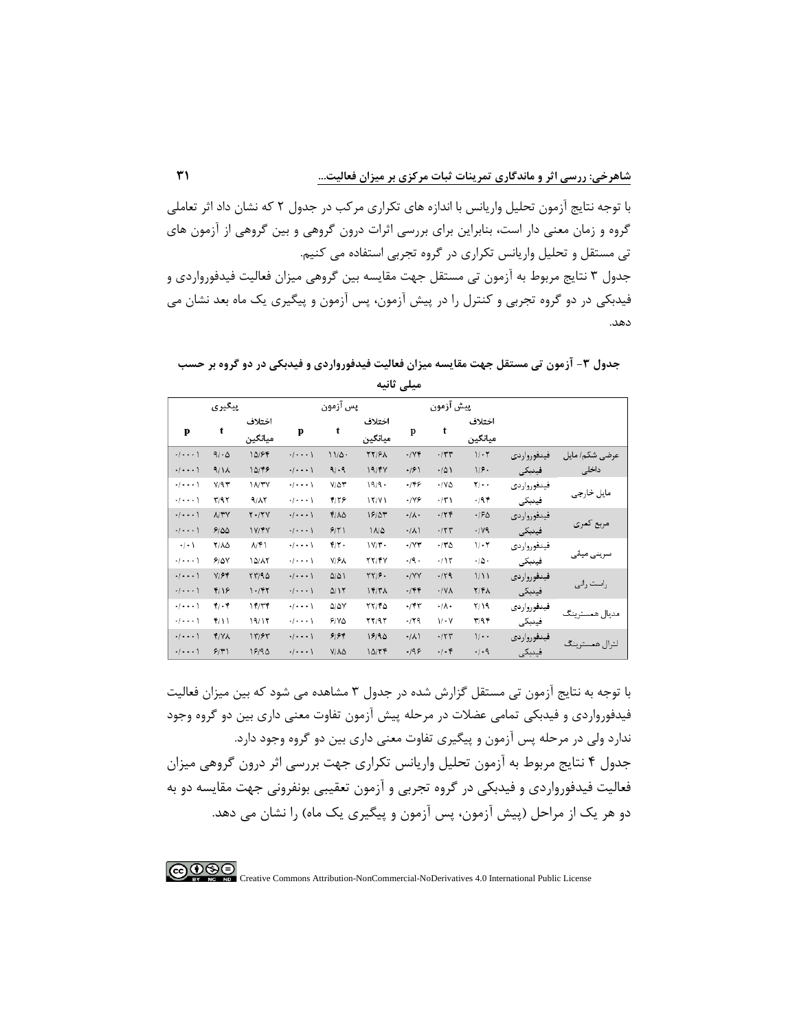با توجه نتایج آزمون تحلیل واریانس با اندازه های تکراری مرکب در جدول ۲ که نشان داد اثر تعاملی گروه و زمان معنی دار است، بنابراین برای بررسی اثرات درون گروهی و بین گروهی از آزمون های تی مستقل و تحلیل واریانس تکراری در گروه تجربی استفاده می کنیم.

جدول ۳ نتایج مربوط به آزمون تی مستقل جهت مقایسه بین گروهی میزان فعالیت فیدفورواردی و فیدبکی در دو گروه تجربی و کنترل را در پیش آزمون، پس آزمون و پیگیری یک ماه بعد نشان می دهد.

**جدول ۳- آزمون تی مستقل جهت مقایسه میزان فعالیت فیدفورواردی و فیدبکی در دو گروه بر حسب میلی ثانیه**

| | | پیش آزمون | | | پس آزمون | | | پیگیری | | |
|---|---|---|---|---|---|---|---|---|---|---|
| | | اختلاف میانگین | t | p | اختلاف میانگین | t | p | اختلاف میانگین | t | p |
| عرضی شکم/ مایل داخلی | فیدفورواردی | ۱/۰۲ | ۰/۳۳ | ۰/۷۴ | ۲۲/۶۸ | ۱۱/۵۰ | ۰/۰۰۰۱ | ۱۵/۶۴ | ۹/۰۵ | ۰/۰۰۰۱ |
| | فیدبکی | ۱/۶۰ | ۰/۵۱ | ۰/۶۱ | ۱۹/۴۷ | ۹/۰۹ | ۰/۰۰۰۱ | ۱۵/۴۶ | ۹/۱۸ | ۰/۰۰۰۱ |
| مایل خارجی | فیدفورواردی | ۲/۰۰ | ۰/۷۵ | ۰/۴۶ | ۱۹/۹۰ | ۷/۵۳ | ۰/۰۰۰۱ | ۱۸/۳۷ | ۷/۹۳ | ۰/۰۰۰۱ |
| | فیدبکی | ۰/۹۴ | ۰/۳۱ | ۰/۷۶ | ۱۲/۷۱ | ۴/۲۶ | ۰/۰۰۰۱ | ۹/۸۲ | ۳/۹۲ | ۰/۰۰۰۱ |
| مربع کمری | فیدفورواردی | ۰/۶۵ | ۰/۲۴ | ۰/۸۰ | ۱۶/۵۳ | ۴/۸۵ | ۰/۰۰۰۱ | ۲۰/۲۷ | ۸/۳۷ | ۰/۰۰۰۱ |
| | فیدبکی | ۰/۷۹ | ۰/۲۳ | ۰/۸۱ | ۱۸/۵ | ۶/۲۱ | ۰/۰۰۰۱ | ۱۷/۴۲ | ۶/۵۵ | ۰/۰۰۰۱ |
| سرینی میانی | فیدفورواردی | ۱/۰۲ | ۰/۳۵ | ۰/۷۳ | ۱۷/۳۰ | ۴/۲۰ | ۰/۰۰۰۱ | ۸/۴۱ | ۲/۸۵ | ۰/۰۱ |
| | فیدبکی | ۰/۵۰ | ۰/۱۲ | ۰/۹۰ | ۲۲/۴۲ | ۷/۶۸ | ۰/۰۰۰۱ | ۱۵/۸۲ | ۶/۵۷ | ۰/۰۰۰۱ |
| راست رانی | فیدفورواردی | ۱/۱۱ | ۰/۲۹ | ۰/۷۷ | ۲۲/۶۰ | ۵/۵۱ | ۰/۰۰۰۱ | ۲۳/۹۵ | ۷/۶۴ | ۰/۰۰۰۱ |
| | فیدبکی | ۲/۴۸ | ۰/۷۸ | ۰/۴۴ | ۱۴/۳۸ | ۵/۱۲ | ۰/۰۰۰۱ | ۱۰/۴۲ | ۴/۱۶ | ۰/۰۰۰۱ |
| مدیال همسترینگ | فیدفورواردی | ۲/۱۹ | ۰/۸۰ | ۰/۴۳ | ۲۲/۴۵ | ۵/۵۷ | ۰/۰۰۰۱ | ۱۴/۳۴ | ۴/۰۴ | ۰/۰۰۰۱ |
| | فیدبکی | ۳/۹۴ | ۱/۰۷ | ۰/۲۹ | ۲۲/۹۲ | ۶/۷۵ | ۰/۰۰۰۱ | ۱۹/۱۲ | ۴/۱۱ | ۰/۰۰۰۱ |
| لترال همسترینگ | فیدفورواردی | ۱/۰۰ | ۰/۲۳ | ۰/۸۱ | ۱۶/۹۵ | ۶/۶۴ | ۰/۰۰۰۱ | ۱۳/۶۳ | ۴/۷۸ | ۰/۰۰۰۱ |
| | فیدبکی | ۰/۰۹ | ۰/۰۴ | ۰/۹۶ | ۱۵/۲۴ | ۷/۸۵ | ۰/۰۰۰۱ | ۱۶/۹۵ | ۶/۳۱ | ۰/۰۰۰۱ |

با توجه به نتایج آزمون تی مستقل گزارش شده در جدول ۳ مشاهده می شود که بین میزان فعالیت فیدفورواردی و فیدبکی تمامی عضلات در مرحله پیش آزمون تفاوت معنی داری بین دو گروه وجود ندارد ولی در مرحله پس آزمون و پیگیری تفاوت معنی داری بین دو گروه وجود دارد.

جدول ۴ نتایج مربوط به آزمون تحلیل واریانس تکراری جهت بررسی اثر درون گروهی میزان فعالیت فیدفورواردی و فیدبکی در گروه تجربی و آزمون تعقیبی بونفرونی جهت مقایسه دو به دو هر یک از مراحل (پیش آزمون، پس آزمون و پیگیری یک ماه) را نشان می دهد.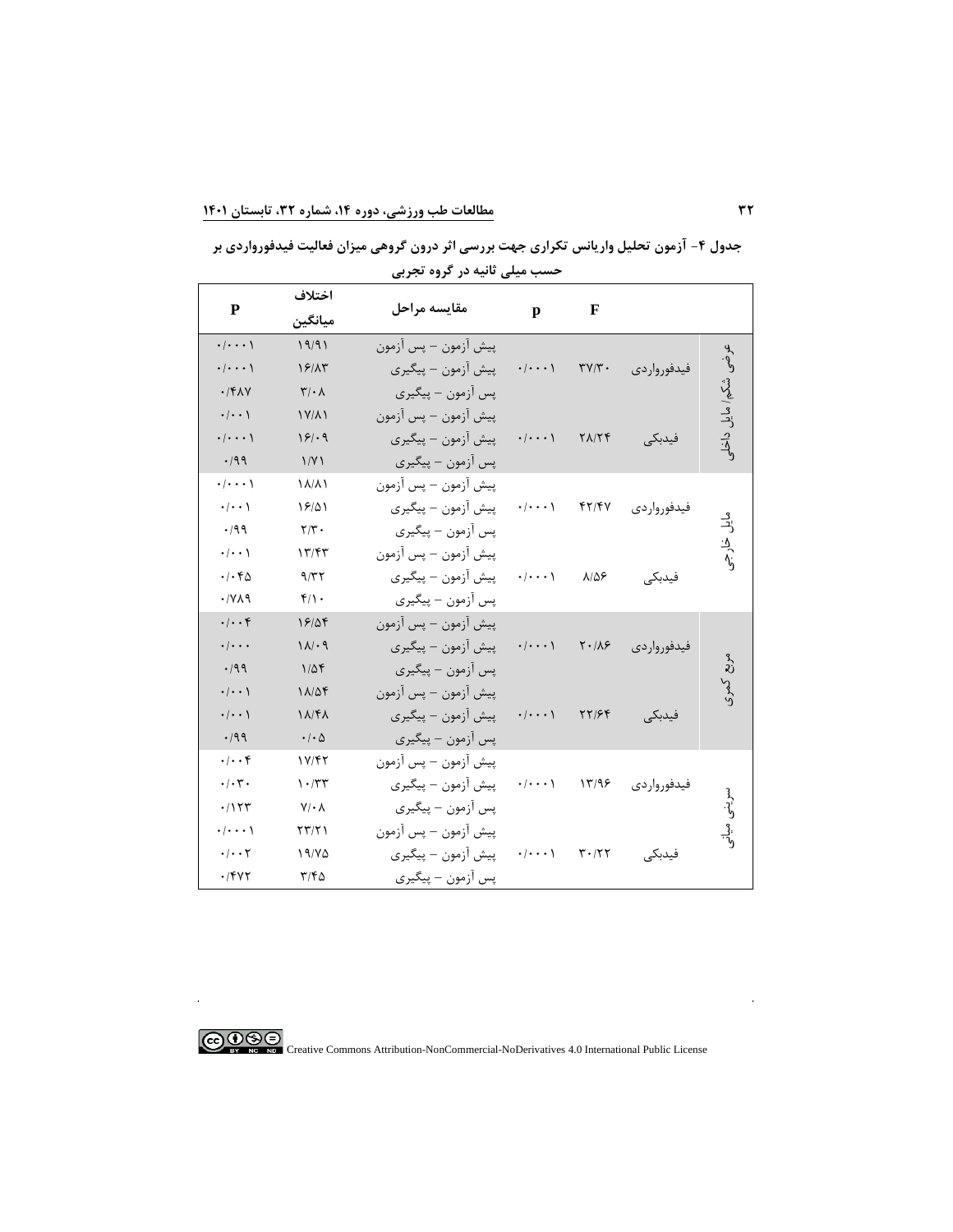جدول ۴- آزمون تحلیل واریانس تکراری جهت بررسی اثر درون گروهی میزان فعالیت فیدفورواردی بر حسب میلی ثانیه در گروه تجربی

| | | F | p | مقایسه مراحل | اختلاف میانگین | P |
|---|---|---|---|---|---|---|
| عرضی شکم/ مایل داخلی | فیدفورواردی | ۳۷/۳۰ | ۰/۰۰۰۱ | پیش آزمون – پس آزمون | ۱۹/۹۱ | ۰/۰۰۰۱ |
| | | | | پیش آزمون – پیگیری | ۱۶/۸۳ | ۰/۰۰۰۱ |
| | | | | پس آزمون – پیگیری | ۳/۰۸ | ۰/۴۸۷ |
| | فیدبکی | ۲۸/۲۴ | ۰/۰۰۰۱ | پیش آزمون – پس آزمون | ۱۷/۸۱ | ۰/۰۰۱ |
| | | | | پیش آزمون – پیگیری | ۱۶/۰۹ | ۰/۰۰۰۱ |
| | | | | پس آزمون – پیگیری | ۱/۷۱ | ۰/۹۹ |
| مایل خارجی | فیدفورواردی | ۴۲/۴۷ | ۰/۰۰۰۱ | پیش آزمون – پس آزمون | ۱۸/۸۱ | ۰/۰۰۰۱ |
| | | | | پیش آزمون – پیگیری | ۱۶/۵۱ | ۰/۰۰۱ |
| | | | | پس آزمون – پیگیری | ۲/۳۰ | ۰/۹۹ |
| | فیدبکی | ۸/۵۶ | ۰/۰۰۰۱ | پیش آزمون – پس آزمون | ۱۳/۴۳ | ۰/۰۰۱ |
| | | | | پیش آزمون – پیگیری | ۹/۳۲ | ۰/۰۴۵ |
| | | | | پس آزمون – پیگیری | ۴/۱۰ | ۰/۷۸۹ |
| مربع کمری | فیدفورواردی | ۲۰/۸۶ | ۰/۰۰۰۱ | پیش آزمون – پس آزمون | ۱۶/۵۴ | ۰/۰۰۴ |
| | | | | پیش آزمون – پیگیری | ۱۸/۰۹ | ۰/۰۰۰ |
| | | | | پس آزمون – پیگیری | ۱/۵۴ | ۰/۹۹ |
| | فیدبکی | ۲۲/۶۴ | ۰/۰۰۰۱ | پیش آزمون – پس آزمون | ۱۸/۵۴ | ۰/۰۰۱ |
| | | | | پیش آزمون – پیگیری | ۱۸/۴۸ | ۰/۰۰۱ |
| | | | | پس آزمون – پیگیری | ۰/۰۵ | ۰/۹۹ |
| سرینی میانی | فیدفورواردی | ۱۳/۹۶ | ۰/۰۰۰۱ | پیش آزمون – پس آزمون | ۱۷/۴۲ | ۰/۰۰۴ |
| | | | | پیش آزمون – پیگیری | ۱۰/۳۳ | ۰/۰۳۰ |
| | | | | پس آزمون – پیگیری | ۷/۰۸ | ۰/۱۲۳ |
| | فیدبکی | ۳۰/۲۲ | ۰/۰۰۰۱ | پیش آزمون – پس آزمون | ۲۳/۲۱ | ۰/۰۰۰۱ |
| | | | | پیش آزمون – پیگیری | ۱۹/۷۵ | ۰/۰۰۲ |
| | | | | پس آزمون – پیگیری | ۳/۴۵ | ۰/۴۷۲ |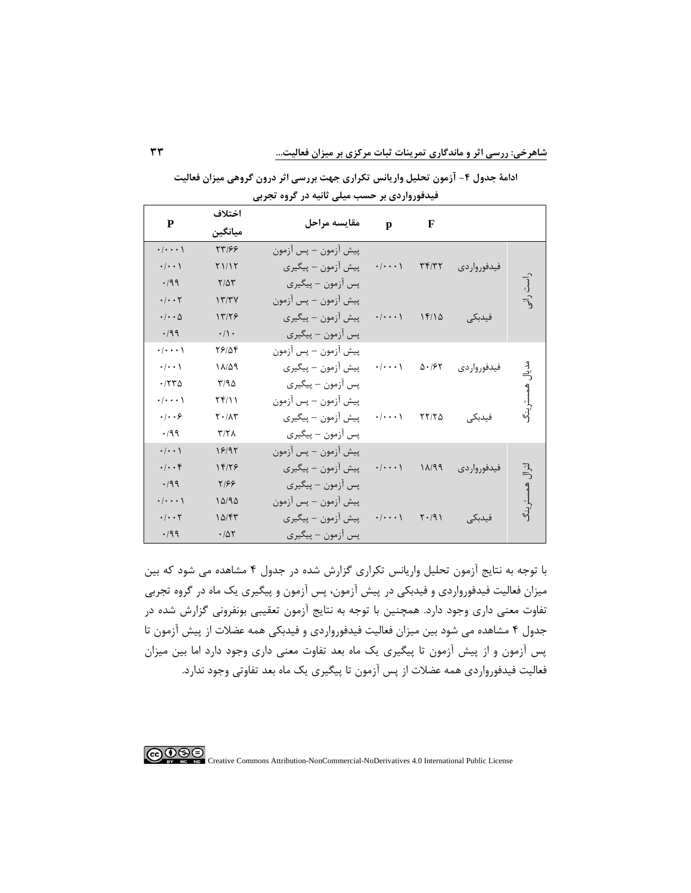**ادامهٔ جدول ۴- آزمون تحلیل واریانس تکراری جهت بررسی اثر درون گروهی میزان فعالیت فیدفورواردی بر حسب میلی ثانیه در گروه تجربی**

| | | F | p | مقایسه مراحل | اختلاف میانگین | P |
|---|---|---|---|---|---|---|
| راست رانی | فیدفورواردی | ۳۴/۳۲ | ۰/۰۰۰۱ | پیش آزمون – پس آزمون | ۲۳/۶۶ | ۰/۰۰۰۱ |
| | | | | پیش آزمون – پیگیری | ۲۱/۱۲ | ۰/۰۰۱ |
| | | | | پس آزمون – پیگیری | ۲/۵۳ | ۰/۹۹ |
| | فیدبکی | ۱۴/۱۵ | ۰/۰۰۰۱ | پیش آزمون – پس آزمون | ۱۳/۳۷ | ۰/۰۰۲ |
| | | | | پیش آزمون – پیگیری | ۱۳/۲۶ | ۰/۰۰۵ |
| | | | | پس آزمون – پیگیری | ۰/۱۰ | ۰/۹۹ |
| مدیال همسترینگ | فیدفورواردی | ۵۰/۶۲ | ۰/۰۰۰۱ | پیش آزمون – پس آزمون | ۲۶/۵۴ | ۰/۰۰۰۱ |
| | | | | پیش آزمون – پیگیری | ۱۸/۵۹ | ۰/۰۰۱ |
| | | | | پس آزمون – پیگیری | ۳/۹۵ | ۰/۲۳۵ |
| | فیدبکی | ۲۲/۲۵ | ۰/۰۰۰۱ | پیش آزمون – پس آزمون | ۲۴/۱۱ | ۰/۰۰۰۱ |
| | | | | پیش آزمون – پیگیری | ۲۰/۸۳ | ۰/۰۰۶ |
| | | | | پس آزمون – پیگیری | ۳/۲۸ | ۰/۹۹ |
| لترال همسترینگ | فیدفورواردی | ۱۸/۹۹ | ۰/۰۰۰۱ | پیش آزمون – پس آزمون | ۱۶/۹۲ | ۰/۰۰۱ |
| | | | | پیش آزمون – پیگیری | ۱۴/۲۶ | ۰/۰۰۴ |
| | | | | پس آزمون – پیگیری | ۲/۶۶ | ۰/۹۹ |
| | فیدبکی | ۲۰/۹۱ | ۰/۰۰۰۱ | پیش آزمون – پس آزمون | ۱۵/۹۵ | ۰/۰۰۰۱ |
| | | | | پیش آزمون – پیگیری | ۱۵/۴۳ | ۰/۰۰۲ |
| | | | | پس آزمون – پیگیری | ۰/۵۲ | ۰/۹۹ |

با توجه به نتایج آزمون تحلیل واریانس تکراری گزارش شده در جدول ۴ مشاهده می شود که بین میزان فعالیت فیدفورواردی و فیدبکی در پیش آزمون، پس آزمون و پیگیری یک ماه در گروه تجربی تفاوت معنی داری وجود دارد. همچنین با توجه به نتایج آزمون تعقیبی بونفرونی گزارش شده در جدول ۴ مشاهده می شود بین میزان فعالیت فیدفورواردی و فیدبکی همه عضلات از پیش آزمون تا پس آزمون و از پیش آزمون تا پیگیری یک ماه بعد تفاوت معنی داری وجود دارد اما بین میزان فعالیت فیدفورواردی همه عضلات از پس آزمون تا پیگیری یک ماه بعد تفاوتی وجود ندارد.

Creative Commons Attribution-NonCommercial-NoDerivatives 4.0 International Public License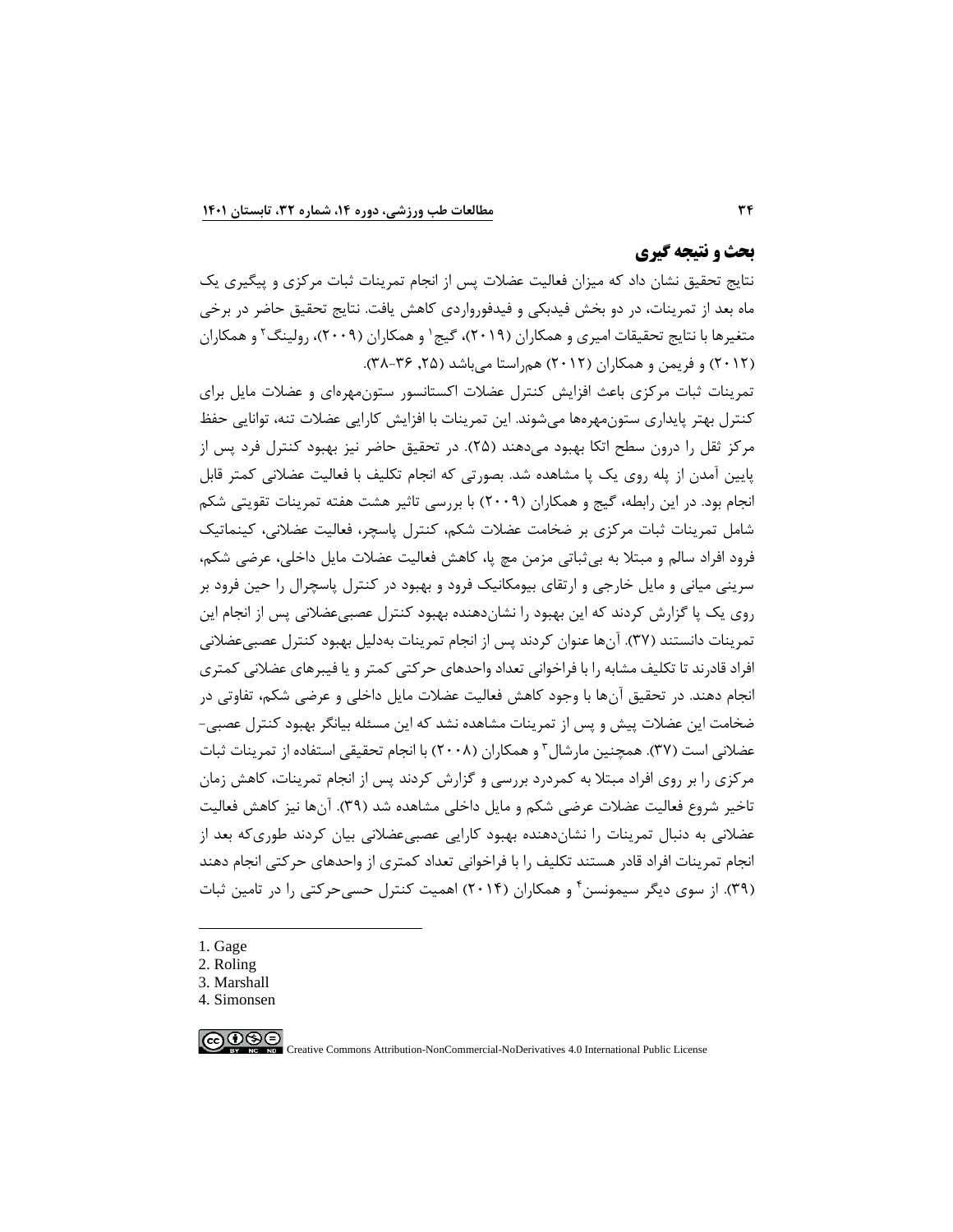## بحث و نتیجه گیری

نتایج تحقیق نشان داد که میزان فعالیت عضلات پس از انجام تمرینات ثبات مرکزی و پیگیری یک ماه بعد از تمرینات، در دو بخش فیدبکی و فیدفورواردی کاهش یافت. نتایج تحقیق حاضر در برخی متغیرها با نتایج تحقیقات امیری و همکاران (۲۰۱۹)، گیج[1] و همکاران (۲۰۰۹)، رولینگ[2] و همکاران (۲۰۱۲) و فریمن و همکاران (۲۰۱۲) هم‌راستا می‌باشد (۲۵, ۳۶-۳۸).

تمرینات ثبات مرکزی باعث افزایش کنترل عضلات اکستانسور ستون‌مهره‌ای و عضلات مایل برای کنترل بهتر پایداری ستون‌مهره‌ها می‌شوند. این تمرینات با افزایش کارایی عضلات تنه، توانایی حفظ مرکز ثقل را درون سطح اتکا بهبود می‌دهند (۲۵). در تحقیق حاضر نیز بهبود کنترل فرد پس از پایین آمدن از پله روی یک پا مشاهده شد. بصورتی که انجام تکلیف با فعالیت عضلانی کمتر قابل انجام بود. در این رابطه، گیج و همکاران (۲۰۰۹) با بررسی تاثیر هشت هفته تمرینات تقویتی شکم شامل تمرینات ثبات مرکزی بر ضخامت عضلات شکم، کنترل پاسچر، فعالیت عضلانی، کینماتیک فرود افراد سالم و مبتلا به بی‌ثباتی مزمن مچ پا، کاهش فعالیت عضلات مایل داخلی، عرضی شکم، سرینی میانی و مایل خارجی و ارتقای بیومکانیک فرود و بهبود در کنترل پاسچرال را حین فرود بر روی یک پا گزارش کردند که این بهبود را نشان‌دهنده بهبود کنترل عصبی‌عضلانی پس از انجام این تمرینات دانستند (۳۷). آن‌ها عنوان کردند پس از انجام تمرینات به‌دلیل بهبود کنترل عصبی‌عضلانی افراد قادرند تا تکلیف مشابه را با فراخوانی تعداد واحدهای حرکتی کمتر و یا فیبرهای عضلانی کمتری انجام دهند. در تحقیق آن‌ها با وجود کاهش فعالیت عضلات مایل داخلی و عرضی شکم، تفاوتی در ضخامت این عضلات پیش و پس از تمرینات مشاهده نشد که این مسئله بیانگر بهبود کنترل عصبی-عضلانی است (۳۷). همچنین مارشال[3] و همکاران (۲۰۰۸) با انجام تحقیقی استفاده از تمرینات ثبات مرکزی را بر روی افراد مبتلا به کمردرد بررسی و گزارش کردند پس از انجام تمرینات، کاهش زمان تاخیر شروع فعالیت عضلات عرضی شکم و مایل داخلی مشاهده شد (۳۹). آن‌ها نیز کاهش فعالیت عضلانی به دنبال تمرینات را نشان‌دهنده بهبود کارایی عصبی‌عضلانی بیان کردند طوری‌که بعد از انجام تمرینات افراد قادر هستند تکلیف را با فراخوانی تعداد کمتری از واحدهای حرکتی انجام دهند (۳۹). از سوی دیگر سیمونسن[4] و همکاران (۲۰۱۴) اهمیت کنترل حسی‌حرکتی را در تامین ثبات

---

1. Gage
2. Roling
3. Marshall
4. Simonsen

Creative Commons Attribution-NonCommercial-NoDerivatives 4.0 International Public License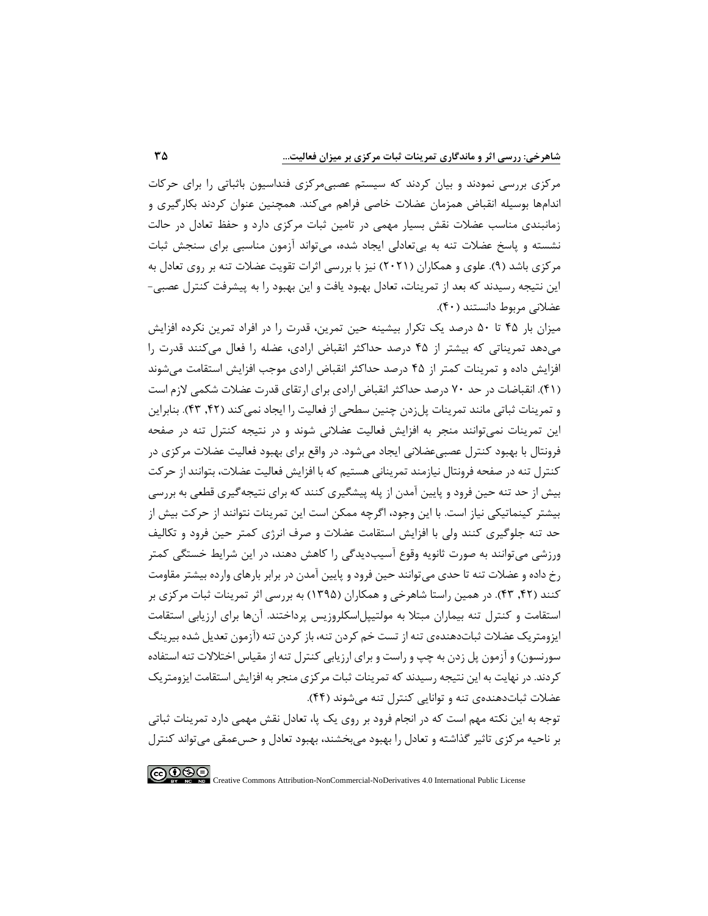مرکزی بررسی نمودند و بیان کردند که سیستم عصبی‌مرکزی فنداسیون باثباتی را برای حرکات اندام‌ها بوسیله انقباض همزمان عضلات خاصی فراهم می‌کند. همچنین عنوان کردند بکارگیری و زمانبندی مناسب عضلات نقش بسیار مهمی در تامین ثبات مرکزی دارد و حفظ تعادل در حالت نشسته و پاسخ عضلات تنه به بی‌تعادلی ایجاد شده، می‌تواند آزمون مناسبی برای سنجش ثبات مرکزی باشد (۹). علوی و همکاران (۲۰۲۱) نیز با بررسی اثرات تقویت عضلات تنه بر روی تعادل به این نتیجه رسیدند که بعد از تمرینات، تعادل بهبود یافت و این بهبود را به پیشرفت کنترل عصبی-عضلانی مربوط دانستند (۴۰).

میزان بار ۴۵ تا ۵۰ درصد یک تکرار بیشینه حین تمرین، قدرت را در افراد تمرین نکرده افزایش می‌دهد تمریناتی که بیشتر از ۴۵ درصد حداکثر انقباض ارادی، عضله را فعال می‌کنند قدرت را افزایش داده و تمرینات کمتر از ۴۵ درصد حداکثر انقباض ارادی موجب افزایش استقامت می‌شوند (۴۱). انقباضات در حد ۷۰ درصد حداکثر انقباض ارادی برای ارتقای قدرت عضلات شکمی لازم است و تمرینات ثباتی مانند تمرینات پل‌زدن چنین سطحی از فعالیت را ایجاد نمی‌کند (۴۲, ۴۳). بنابراین این تمرینات نمی‌توانند منجر به افزایش فعالیت عضلانی شوند و در نتیجه کنترل تنه در صفحه فرونتال با بهبود کنترل عصبی‌عضلانی ایجاد می‌شود. در واقع برای بهبود فعالیت عضلات مرکزی در کنترل تنه در صفحه فرونتال نیازمند تمریناتی هستیم که با افزایش فعالیت عضلات، بتوانند از حرکت بیش از حد تنه حین فرود و پایین آمدن از پله پیشگیری کنند که برای نتیجه‌گیری قطعی به بررسی بیشتر کینماتیکی نیاز است. با این وجود، اگرچه ممکن است این تمرینات نتوانند از حرکت بیش از حد تنه جلوگیری کنند ولی با افزایش استقامت عضلات و صرف انرژی کمتر حین فرود و تکالیف ورزشی می‌توانند به صورت ثانویه وقوع آسیب‌دیدگی را کاهش دهند، در این شرایط خستگی کمتر رخ داده و عضلات تنه تا حدی می‌توانند حین فرود و پایین آمدن در برابر بارهای وارده بیشتر مقاومت کنند (۴۲, ۴۳). در همین راستا شاهرخی و همکاران (۱۳۹۵) به بررسی اثر تمرینات ثبات مرکزی بر استقامت و کنترل تنه بیماران مبتلا به مولتیپل‌اسکلروزیس پرداختند. آن‌ها برای ارزیابی استقامت ایزومتریک عضلات ثبات‌دهنده‌ی تنه از تست خم کردن تنه، باز کردن تنه (آزمون تعدیل شده بیرینگ سورنسون) و آزمون پل زدن به چپ و راست و برای ارزیابی کنترل تنه از مقیاس اختلالات تنه استفاده کردند. در نهایت به این نتیجه رسیدند که تمرینات ثبات مرکزی منجر به افزایش استقامت ایزومتریک عضلات ثبات‌دهنده‌ی تنه و توانایی کنترل تنه می‌شوند (۴۴).

توجه به این نکته مهم است که در انجام فرود بر روی یک پا، تعادل نقش مهمی دارد تمرینات ثباتی بر ناحیه مرکزی تاثیر گذاشته و تعادل را بهبود می‌بخشند، بهبود تعادل و حس‌عمقی می‌تواند کنترل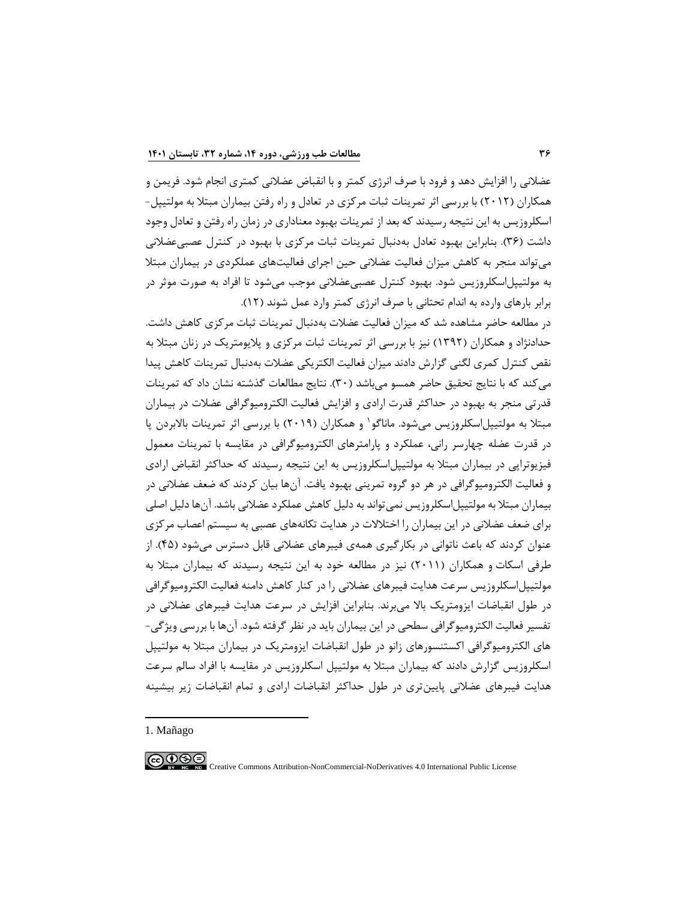عضلانی را افزایش دهد و فرود با صرف انرژی کمتر و با انقباض عضلانی کمتری انجام شود. فریمن و همکاران (۲۰۱۲) با بررسی اثر تمرینات ثبات مرکزی در تعادل و راه رفتن بیماران مبتلا به مولتیپل-اسکلروزیس به این نتیجه رسیدند که بعد از تمرینات بهبود معناداری در زمان راه رفتن و تعادل وجود داشت (۳۶). بنابراین بهبود تعادل به‌دنبال تمرینات ثبات مرکزی با بهبود در کنترل عصبی‌عضلانی می‌تواند منجر به کاهش میزان فعالیت عضلانی حین اجرای فعالیت‌های عملکردی در بیماران مبتلا به مولتیپل‌اسکلروزیس شود. بهبود کنترل عصبی‌عضلانی موجب می‌شود تا افراد به صورت موثر در برابر بارهای وارده به اندام تحتانی با صرف انرژی کمتر وارد عمل شوند (۱۲).

در مطالعه حاضر مشاهده شد که میزان فعالیت عضلات به‌دنبال تمرینات ثبات مرکزی کاهش داشت. حدادنژاد و همکاران (۱۳۹۲) نیز با بررسی اثر تمرینات ثبات مرکزی و پلایومتریک در زنان مبتلا به نقص کنترل کمری لگنی گزارش دادند میزان فعالیت الکتریکی عضلات به‌دنبال تمرینات کاهش پیدا می‌کند که با نتایج تحقیق حاضر همسو می‌باشد (۳۰). نتایج مطالعات گذشته نشان داد که تمرینات قدرتی منجر به بهبود در حداکثر قدرت ارادی و افزایش فعالیت الکترومیوگرافی عضلات در بیماران مبتلا به مولتیپل‌اسکلروزیس می‌شود. ماناگو[1] و همکاران (۲۰۱۹) با بررسی اثر تمرینات بالابردن پا در قدرت عضله چهارسر رانی، عملکرد و پارامترهای الکترومیوگرافی در مقایسه با تمرینات معمول فیزیوتراپی در بیماران مبتلا به مولتیپل‌اسکلروزیس به این نتیجه رسیدند که حداکثر انقباض ارادی و فعالیت الکترومیوگرافی در هر دو گروه تمرینی بهبود یافت. آن‌ها بیان کردند که ضعف عضلانی در بیماران مبتلا به مولتیپل‌اسکلروزیس نمی‌تواند به دلیل کاهش عملکرد عضلانی باشد. آن‌ها دلیل اصلی برای ضعف عضلانی در این بیماران را اختلالات در هدایت تکانه‌های عصبی به سیستم اعصاب مرکزی عنوان کردند که باعث ناتوانی در بکارگیری همه‌ی فیبرهای عضلانی قابل دسترس می‌شود (۴۵). از طرفی اسکات و همکاران (۲۰۱۱) نیز در مطالعه خود به این نتیجه رسیدند که بیماران مبتلا به مولتیپل‌اسکلروزیس سرعت هدایت فیبرهای عضلانی را در کنار کاهش دامنه فعالیت الکترومیوگرافی در طول انقباضات ایزومتریک بالا می‌برند. بنابراین افزایش در سرعت هدایت فیبرهای عضلانی در تفسیر فعالیت الکترومیوگرافی سطحی در این بیماران باید در نظر گرفته شود. آن‌ها با بررسی ویژگی-های الکترومیوگرافی اکستنسورهای زانو در طول انقباضات ایزومتریک در بیماران مبتلا به مولتیپل اسکلروزیس گزارش دادند که بیماران مبتلا به مولتیپل اسکلروزیس در مقایسه با افراد سالم سرعت هدایت فیبرهای عضلانی پایین‌تری در طول حداکثر انقباضات ارادی و تمام انقباضات زیر بیشینه

---

1. Mañago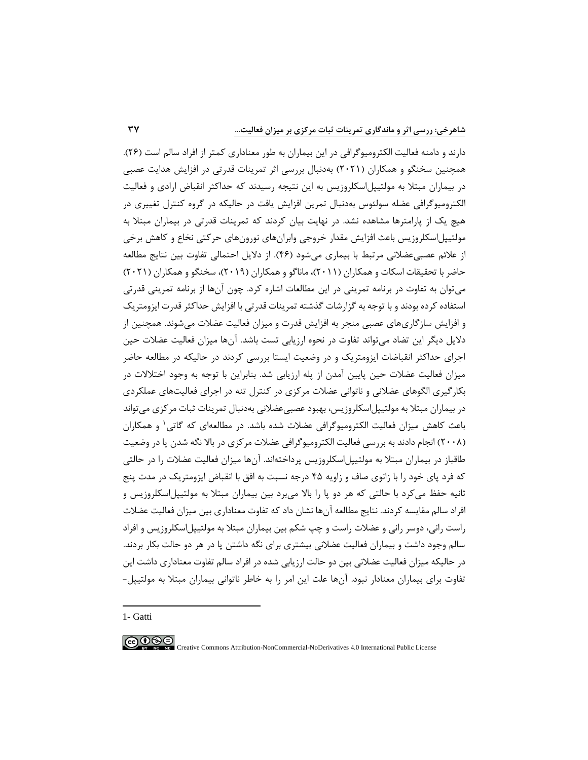دارند و دامنه فعالیت الکترومیوگرافی در این بیماران به طور معناداری کمتر از افراد سالم است (۲۶). همچنین سخنگو و همکاران (۲۰۲۱) به‌دنبال بررسی اثر تمرینات قدرتی در افزایش هدایت عصبی در بیماران مبتلا به مولتیپل‌اسکلروزیس به این نتیجه رسیدند که حداکثر انقباض ارادی و فعالیت الکترومیوگرافی عضله سولئوس به‌دنبال تمرین افزایش یافت در حالیکه در گروه کنترل تغییری در هیچ یک از پارامترها مشاهده نشد. در نهایت بیان کردند که تمرینات قدرتی در بیماران مبتلا به مولتیپل‌اسکلروزیس باعث افزایش مقدار خروجی وابران‌های نورون‌های حرکتی نخاع و کاهش برخی از علائم عصبی‌عضلانی مرتبط با بیماری می‌شود (۴۶). از دلایل احتمالی تفاوت بین نتایج مطالعه حاضر با تحقیقات اسکات و همکاران (۲۰۱۱)، ماناگو و همکاران (۲۰۱۹)، سخنگو و همکاران (۲۰۲۱) می‌توان به تفاوت در برنامه تمرینی در این مطالعات اشاره کرد. چون آن‌ها از برنامه تمرینی قدرتی استفاده کرده بودند و با توجه به گزارشات گذشته تمرینات قدرتی با افزایش حداکثر قدرت ایزومتریک و افزایش سازگاری‌های عصبی منجر به افزایش قدرت و میزان فعالیت عضلات می‌شوند. همچنین از دلایل دیگر این تضاد می‌تواند تفاوت در نحوه ارزیابی تست باشد. آن‌ها میزان فعالیت عضلات حین اجرای حداکثر انقباضات ایزومتریک و در وضعیت ایستا بررسی کردند در حالیکه در مطالعه حاضر میزان فعالیت عضلات حین پایین آمدن از پله ارزیابی شد. بنابراین با توجه به وجود اختلالات در بکارگیری الگوهای عضلانی و ناتوانی عضلات مرکزی در کنترل تنه در اجرای فعالیت‌های عملکردی در بیماران مبتلا به مولتیپل‌اسکلروزیس، بهبود عصبی‌عضلانی به‌دنبال تمرینات ثبات مرکزی می‌تواند باعث کاهش میزان فعالیت الکترومیوگرافی عضلات شده باشد. در مطالعه‌ای که گاتی[1] و همکاران (۲۰۰۸) انجام دادند به بررسی فعالیت الکترومیوگرافی عضلات مرکزی در بالا نگه شدن پا در وضعیت طاقباز در بیماران مبتلا به مولتیپل‌اسکلروزیس پرداخته‌اند. آن‌ها میزان فعالیت عضلات را در حالتی که فرد پای خود را با زانوی صاف و زاویه ۴۵ درجه نسبت به افق با انقباض ایزومتریک در مدت پنج ثانیه حفظ می‌کرد با حالتی که هر دو پا را بالا می‌برد بین بیماران مبتلا به مولتیپل‌اسکلروزیس و افراد سالم مقایسه کردند. نتایج مطالعه آن‌ها نشان داد که تفاوت معناداری بین میزان فعالیت عضلات راست رانی، دوسر رانی و عضلات راست و چپ شکم بین بیماران مبتلا به مولتیپل‌اسکلروزیس و افراد سالم وجود داشت و بیماران فعالیت عضلانی بیشتری برای نگه داشتن پا در هر دو حالت بکار بردند. در حالیکه میزان فعالیت عضلانی بین دو حالت ارزیابی شده در افراد سالم تفاوت معناداری داشت این تفاوت برای بیماران معنادار نبود. آن‌ها علت این امر را به خاطر ناتوانی بیماران مبتلا به مولتیپل-

---

1- Gatti

Creative Commons Attribution-NonCommercial-NoDerivatives 4.0 International Public License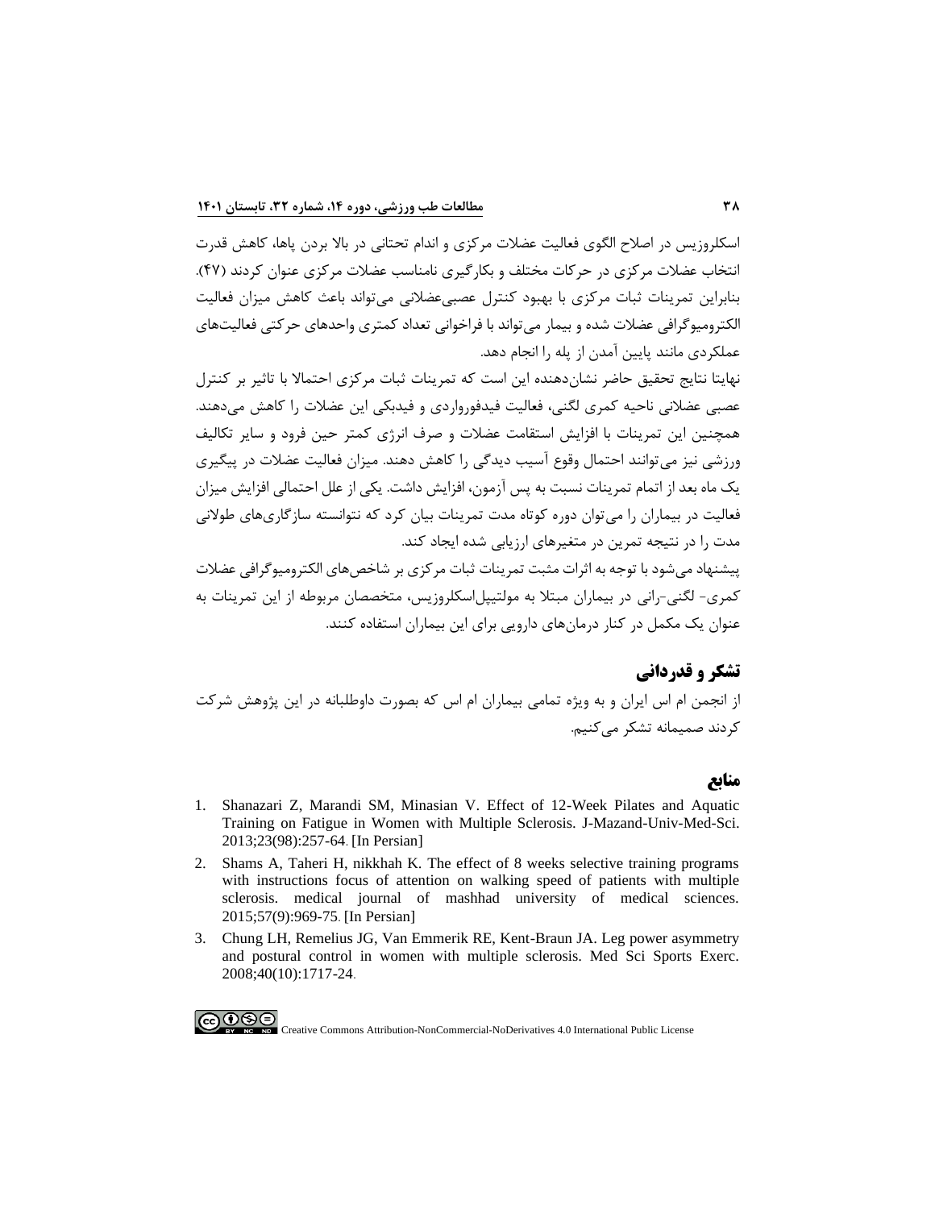اسکلروزیس در اصلاح الگوی فعالیت عضلات مرکزی و اندام تحتانی در بالا بردن پاها، کاهش قدرت انتخاب عضلات مرکزی در حرکات مختلف و بکارگیری نامناسب عضلات مرکزی عنوان کردند (۴۷). بنابراین تمرینات ثبات مرکزی با بهبود کنترل عصبی‌عضلانی می‌تواند باعث کاهش میزان فعالیت الکترومیوگرافی عضلات شده و بیمار می‌تواند با فراخوانی تعداد کمتری واحدهای حرکتی فعالیت‌های عملکردی مانند پایین آمدن از پله را انجام دهد.

نهایتا نتایج تحقیق حاضر نشان‌دهنده این است که تمرینات ثبات مرکزی احتمالا با تاثیر بر کنترل عصبی عضلانی ناحیه کمری لگنی، فعالیت فیدفورواردی و فیدبکی این عضلات را کاهش می‌دهند. همچنین این تمرینات با افزایش استقامت عضلات و صرف انرژی کمتر حین فرود و سایر تکالیف ورزشی نیز می‌توانند احتمال وقوع آسیب دیدگی را کاهش دهند. میزان فعالیت عضلات در پیگیری یک ماه بعد از اتمام تمرینات نسبت به پس آزمون، افزایش داشت. یکی از علل احتمالی افزایش میزان فعالیت در بیماران را می‌توان دوره کوتاه مدت تمرینات بیان کرد که نتوانسته سازگاری‌های طولانی مدت را در نتیجه تمرین در متغیرهای ارزیابی شده ایجاد کند.

پیشنهاد می‌شود با توجه به اثرات مثبت تمرینات ثبات مرکزی بر شاخص‌های الکترومیوگرافی عضلات کمری- لگنی-رانی در بیماران مبتلا به مولتیپل‌اسکلروزیس، متخصصان مربوطه از این تمرینات به عنوان یک مکمل در کنار درمان‌های دارویی برای این بیماران استفاده کنند.

## تشکر و قدردانی

از انجمن ام اس ایران و به ویژه تمامی بیماران ام اس که بصورت داوطلبانه در این پژوهش شرکت کردند صمیمانه تشکر می‌کنیم.

## منابع

1. Shanazari Z, Marandi SM, Minasian V. Effect of 12-Week Pilates and Aquatic Training on Fatigue in Women with Multiple Sclerosis. J-Mazand-Univ-Med-Sci. 2013;23(98):257-64. [In Persian]
2. Shams A, Taheri H, nikkhah K. The effect of 8 weeks selective training programs with instructions focus of attention on walking speed of patients with multiple sclerosis. medical journal of mashhad university of medical sciences. 2015;57(9):969-75. [In Persian]
3. Chung LH, Remelius JG, Van Emmerik RE, Kent-Braun JA. Leg power asymmetry and postural control in women with multiple sclerosis. Med Sci Sports Exerc. 2008;40(10):1717-24.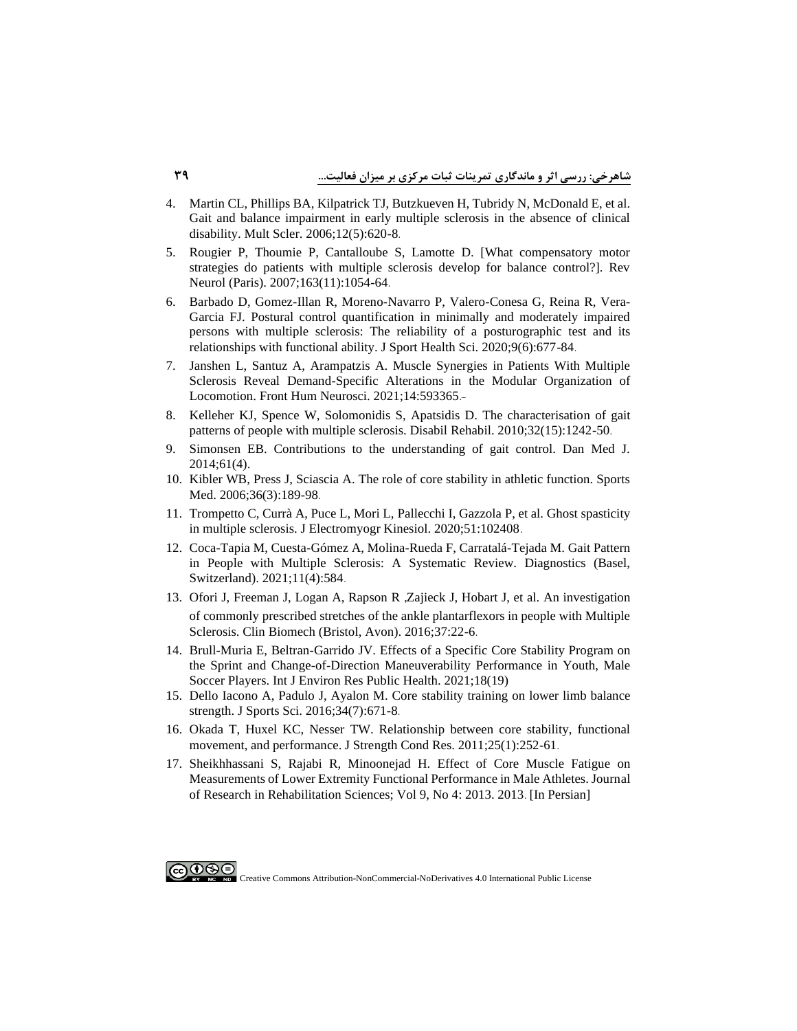4. Martin CL, Phillips BA, Kilpatrick TJ, Butzkueven H, Tubridy N, McDonald E, et al. Gait and balance impairment in early multiple sclerosis in the absence of clinical disability. Mult Scler. 2006;12(5):620-8.
5. Rougier P, Thoumie P, Cantalloube S, Lamotte D. [What compensatory motor strategies do patients with multiple sclerosis develop for balance control?]. Rev Neurol (Paris). 2007;163(11):1054-64.
6. Barbado D, Gomez-Illan R, Moreno-Navarro P, Valero-Conesa G, Reina R, Vera-Garcia FJ. Postural control quantification in minimally and moderately impaired persons with multiple sclerosis: The reliability of a posturographic test and its relationships with functional ability. J Sport Health Sci. 2020;9(6):677-84.
7. Janshen L, Santuz A, Arampatzis A. Muscle Synergies in Patients With Multiple Sclerosis Reveal Demand-Specific Alterations in the Modular Organization of Locomotion. Front Hum Neurosci. 2021;14:593365.
8. Kelleher KJ, Spence W, Solomonidis S, Apatsidis D. The characterisation of gait patterns of people with multiple sclerosis. Disabil Rehabil. 2010;32(15):1242-50.
9. Simonsen EB. Contributions to the understanding of gait control. Dan Med J. 2014;61(4).
10. Kibler WB, Press J, Sciascia A. The role of core stability in athletic function. Sports Med. 2006;36(3):189-98.
11. Trompetto C, Currà A, Puce L, Mori L, Pallecchi I, Gazzola P, et al. Ghost spasticity in multiple sclerosis. J Electromyogr Kinesiol. 2020;51:102408.
12. Coca-Tapia M, Cuesta-Gómez A, Molina-Rueda F, Carratalá-Tejada M. Gait Pattern in People with Multiple Sclerosis: A Systematic Review. Diagnostics (Basel, Switzerland). 2021;11(4):584.
13. Ofori J, Freeman J, Logan A, Rapson R ,Zajieck J, Hobart J, et al. An investigation of commonly prescribed stretches of the ankle plantarflexors in people with Multiple Sclerosis. Clin Biomech (Bristol, Avon). 2016;37:22-6.
14. Brull-Muria E, Beltran-Garrido JV. Effects of a Specific Core Stability Program on the Sprint and Change-of-Direction Maneuverability Performance in Youth, Male Soccer Players. Int J Environ Res Public Health. 2021;18(19)
15. Dello Iacono A, Padulo J, Ayalon M. Core stability training on lower limb balance strength. J Sports Sci. 2016;34(7):671-8.
16. Okada T, Huxel KC, Nesser TW. Relationship between core stability, functional movement, and performance. J Strength Cond Res. 2011;25(1):252-61.
17. Sheikhhassani S, Rajabi R, Minoonejad H. Effect of Core Muscle Fatigue on Measurements of Lower Extremity Functional Performance in Male Athletes. Journal of Research in Rehabilitation Sciences; Vol 9, No 4: 2013. 2013. [In Persian]

Creative Commons Attribution-NonCommercial-NoDerivatives 4.0 International Public License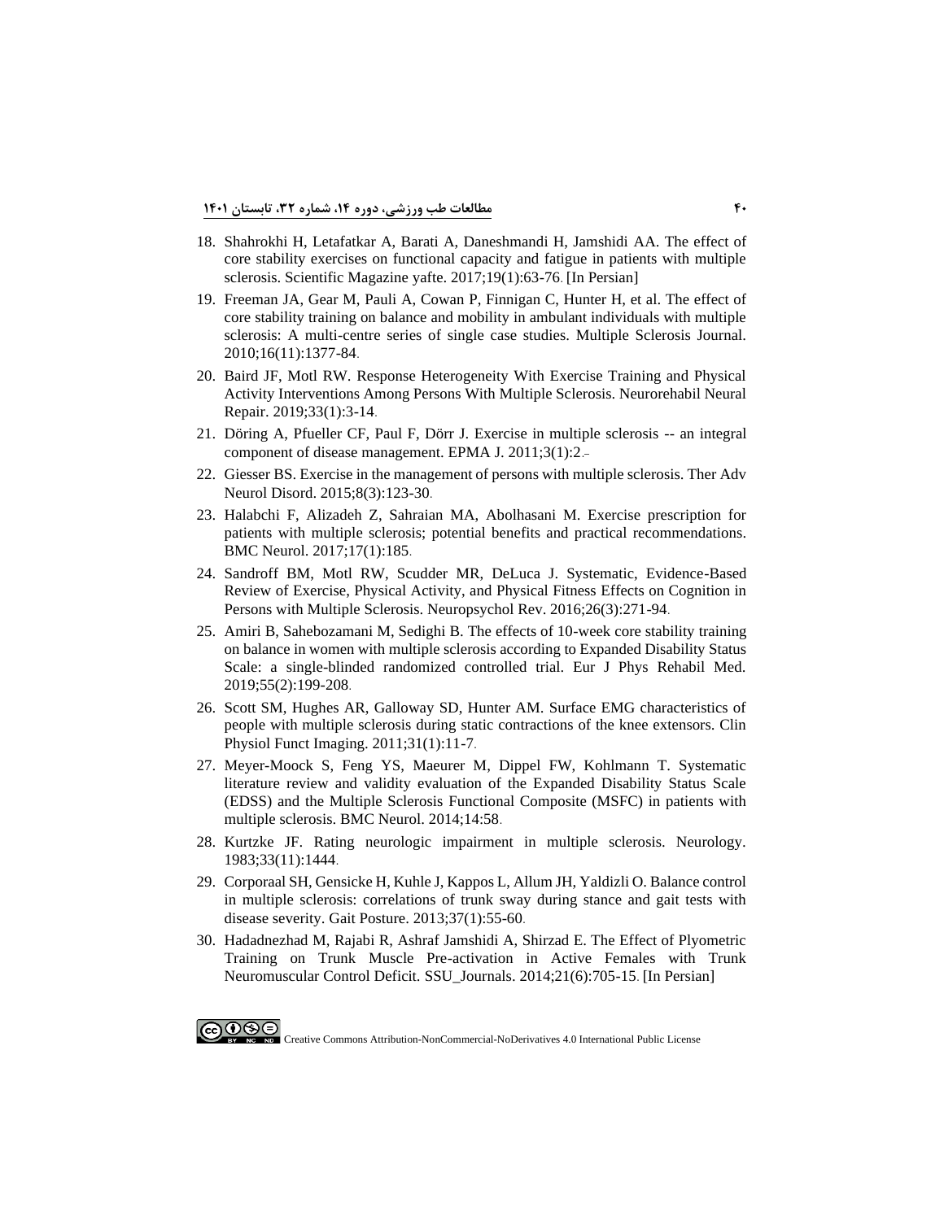18. Shahrokhi H, Letafatkar A, Barati A, Daneshmandi H, Jamshidi AA. The effect of core stability exercises on functional capacity and fatigue in patients with multiple sclerosis. Scientific Magazine yafte. 2017;19(1):63-76. [In Persian]
19. Freeman JA, Gear M, Pauli A, Cowan P, Finnigan C, Hunter H, et al. The effect of core stability training on balance and mobility in ambulant individuals with multiple sclerosis: A multi-centre series of single case studies. Multiple Sclerosis Journal. 2010;16(11):1377-84.
20. Baird JF, Motl RW. Response Heterogeneity With Exercise Training and Physical Activity Interventions Among Persons With Multiple Sclerosis. Neurorehabil Neural Repair. 2019;33(1):3-14.
21. Döring A, Pfueller CF, Paul F, Dörr J. Exercise in multiple sclerosis -- an integral component of disease management. EPMA J. 2011;3(1):2.
22. Giesser BS. Exercise in the management of persons with multiple sclerosis. Ther Adv Neurol Disord. 2015;8(3):123-30.
23. Halabchi F, Alizadeh Z, Sahraian MA, Abolhasani M. Exercise prescription for patients with multiple sclerosis; potential benefits and practical recommendations. BMC Neurol. 2017;17(1):185.
24. Sandroff BM, Motl RW, Scudder MR, DeLuca J. Systematic, Evidence-Based Review of Exercise, Physical Activity, and Physical Fitness Effects on Cognition in Persons with Multiple Sclerosis. Neuropsychol Rev. 2016;26(3):271-94.
25. Amiri B, Sahebozamani M, Sedighi B. The effects of 10-week core stability training on balance in women with multiple sclerosis according to Expanded Disability Status Scale: a single-blinded randomized controlled trial. Eur J Phys Rehabil Med. 2019;55(2):199-208.
26. Scott SM, Hughes AR, Galloway SD, Hunter AM. Surface EMG characteristics of people with multiple sclerosis during static contractions of the knee extensors. Clin Physiol Funct Imaging. 2011;31(1):11-7.
27. Meyer-Moock S, Feng YS, Maeurer M, Dippel FW, Kohlmann T. Systematic literature review and validity evaluation of the Expanded Disability Status Scale (EDSS) and the Multiple Sclerosis Functional Composite (MSFC) in patients with multiple sclerosis. BMC Neurol. 2014;14:58.
28. Kurtzke JF. Rating neurologic impairment in multiple sclerosis. Neurology. 1983;33(11):1444.
29. Corporaal SH, Gensicke H, Kuhle J, Kappos L, Allum JH, Yaldizli O. Balance control in multiple sclerosis: correlations of trunk sway during stance and gait tests with disease severity. Gait Posture. 2013;37(1):55-60.
30. Hadadnezhad M, Rajabi R, Ashraf Jamshidi A, Shirzad E. The Effect of Plyometric Training on Trunk Muscle Pre-activation in Active Females with Trunk Neuromuscular Control Deficit. SSU_Journals. 2014;21(6):705-15. [In Persian]

Creative Commons Attribution-NonCommercial-NoDerivatives 4.0 International Public License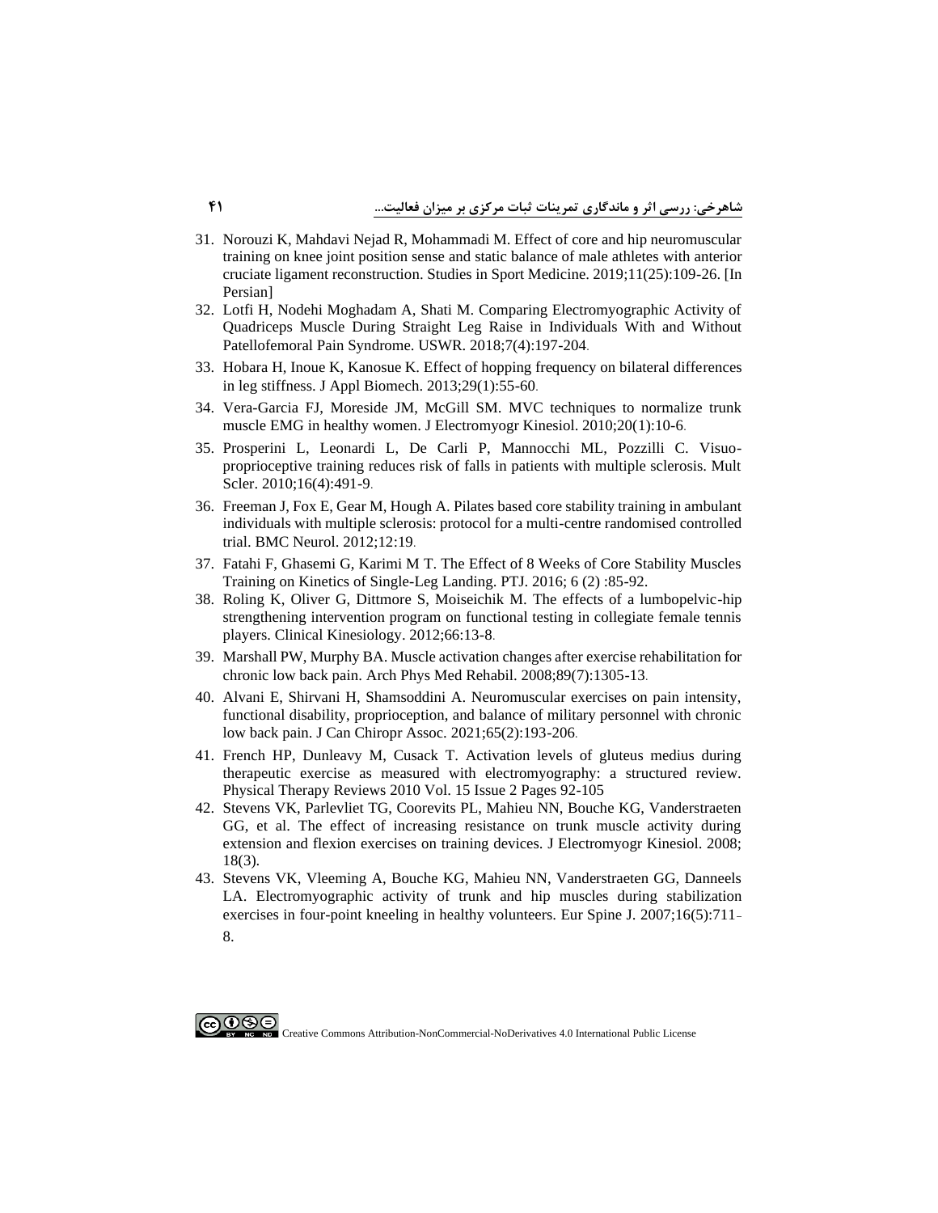31. Norouzi K, Mahdavi Nejad R, Mohammadi M. Effect of core and hip neuromuscular training on knee joint position sense and static balance of male athletes with anterior cruciate ligament reconstruction. Studies in Sport Medicine. 2019;11(25):109-26. [In Persian]
32. Lotfi H, Nodehi Moghadam A, Shati M. Comparing Electromyographic Activity of Quadriceps Muscle During Straight Leg Raise in Individuals With and Without Patellofemoral Pain Syndrome. USWR. 2018;7(4):197-204.
33. Hobara H, Inoue K, Kanosue K. Effect of hopping frequency on bilateral differences in leg stiffness. J Appl Biomech. 2013;29(1):55-60.
34. Vera-Garcia FJ, Moreside JM, McGill SM. MVC techniques to normalize trunk muscle EMG in healthy women. J Electromyogr Kinesiol. 2010;20(1):10-6.
35. Prosperini L, Leonardi L, De Carli P, Mannocchi ML, Pozzilli C. Visuo-proprioceptive training reduces risk of falls in patients with multiple sclerosis. Mult Scler. 2010;16(4):491-9.
36. Freeman J, Fox E, Gear M, Hough A. Pilates based core stability training in ambulant individuals with multiple sclerosis: protocol for a multi-centre randomised controlled trial. BMC Neurol. 2012;12:19.
37. Fatahi F, Ghasemi G, Karimi M T. The Effect of 8 Weeks of Core Stability Muscles Training on Kinetics of Single-Leg Landing. PTJ. 2016; 6 (2) :85-92.
38. Roling K, Oliver G, Dittmore S, Moiseichik M. The effects of a lumbopelvic-hip strengthening intervention program on functional testing in collegiate female tennis players. Clinical Kinesiology. 2012;66:13-8.
39. Marshall PW, Murphy BA. Muscle activation changes after exercise rehabilitation for chronic low back pain. Arch Phys Med Rehabil. 2008;89(7):1305-13.
40. Alvani E, Shirvani H, Shamsoddini A. Neuromuscular exercises on pain intensity, functional disability, proprioception, and balance of military personnel with chronic low back pain. J Can Chiropr Assoc. 2021;65(2):193-206.
41. French HP, Dunleavy M, Cusack T. Activation levels of gluteus medius during therapeutic exercise as measured with electromyography: a structured review. Physical Therapy Reviews 2010 Vol. 15 Issue 2 Pages 92-105
42. Stevens VK, Parlevliet TG, Coorevits PL, Mahieu NN, Bouche KG, Vanderstraeten GG, et al. The effect of increasing resistance on trunk muscle activity during extension and flexion exercises on training devices. J Electromyogr Kinesiol. 2008; 18(3).
43. Stevens VK, Vleeming A, Bouche KG, Mahieu NN, Vanderstraeten GG, Danneels LA. Electromyographic activity of trunk and hip muscles during stabilization exercises in four-point kneeling in healthy volunteers. Eur Spine J. 2007;16(5):711-8.

Creative Commons Attribution-NonCommercial-NoDerivatives 4.0 International Public License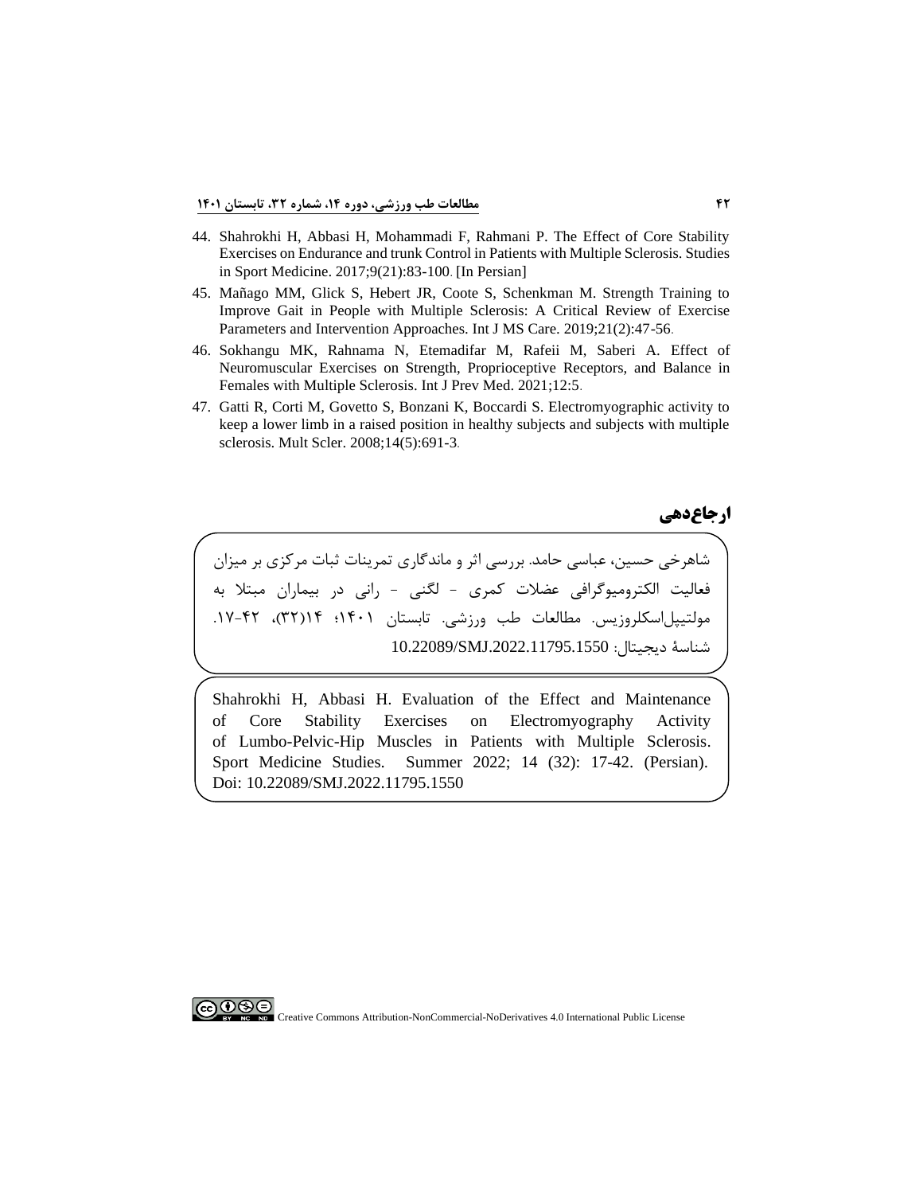44. Shahrokhi H, Abbasi H, Mohammadi F, Rahmani P. The Effect of Core Stability Exercises on Endurance and trunk Control in Patients with Multiple Sclerosis. Studies in Sport Medicine. 2017;9(21):83-100. [In Persian]
45. Mañago MM, Glick S, Hebert JR, Coote S, Schenkman M. Strength Training to Improve Gait in People with Multiple Sclerosis: A Critical Review of Exercise Parameters and Intervention Approaches. Int J MS Care. 2019;21(2):47-56.
46. Sokhangu MK, Rahnama N, Etemadifar M, Rafeii M, Saberi A. Effect of Neuromuscular Exercises on Strength, Proprioceptive Receptors, and Balance in Females with Multiple Sclerosis. Int J Prev Med. 2021;12:5.
47. Gatti R, Corti M, Govetto S, Bonzani K, Boccardi S. Electromyographic activity to keep a lower limb in a raised position in healthy subjects and subjects with multiple sclerosis. Mult Scler. 2008;14(5):691-3.

## ارجاع‌دهی

شاهرخی حسین، عباسی حامد. بررسی اثر و ماندگاری تمرینات ثبات مرکزی بر میزان فعالیت الکترومیوگرافی عضلات کمری - لگنی - رانی در بیماران مبتلا به مولتیپل‌اسکلروزیس. مطالعات طب ورزشی. تابستان ۱۴۰۱؛ ۱۴(۳۲)، ۴۲-۱۷.
شناسهٔ دیجیتال: 10.22089/SMJ.2022.11795.1550

Shahrokhi H, Abbasi H. Evaluation of the Effect and Maintenance of Core Stability Exercises on Electromyography Activity of Lumbo-Pelvic-Hip Muscles in Patients with Multiple Sclerosis. Sport Medicine Studies. Summer 2022; 14 (32): 17-42. (Persian). Doi: 10.22089/SMJ.2022.11795.1550

Creative Commons Attribution-NonCommercial-NoDerivatives 4.0 International Public License